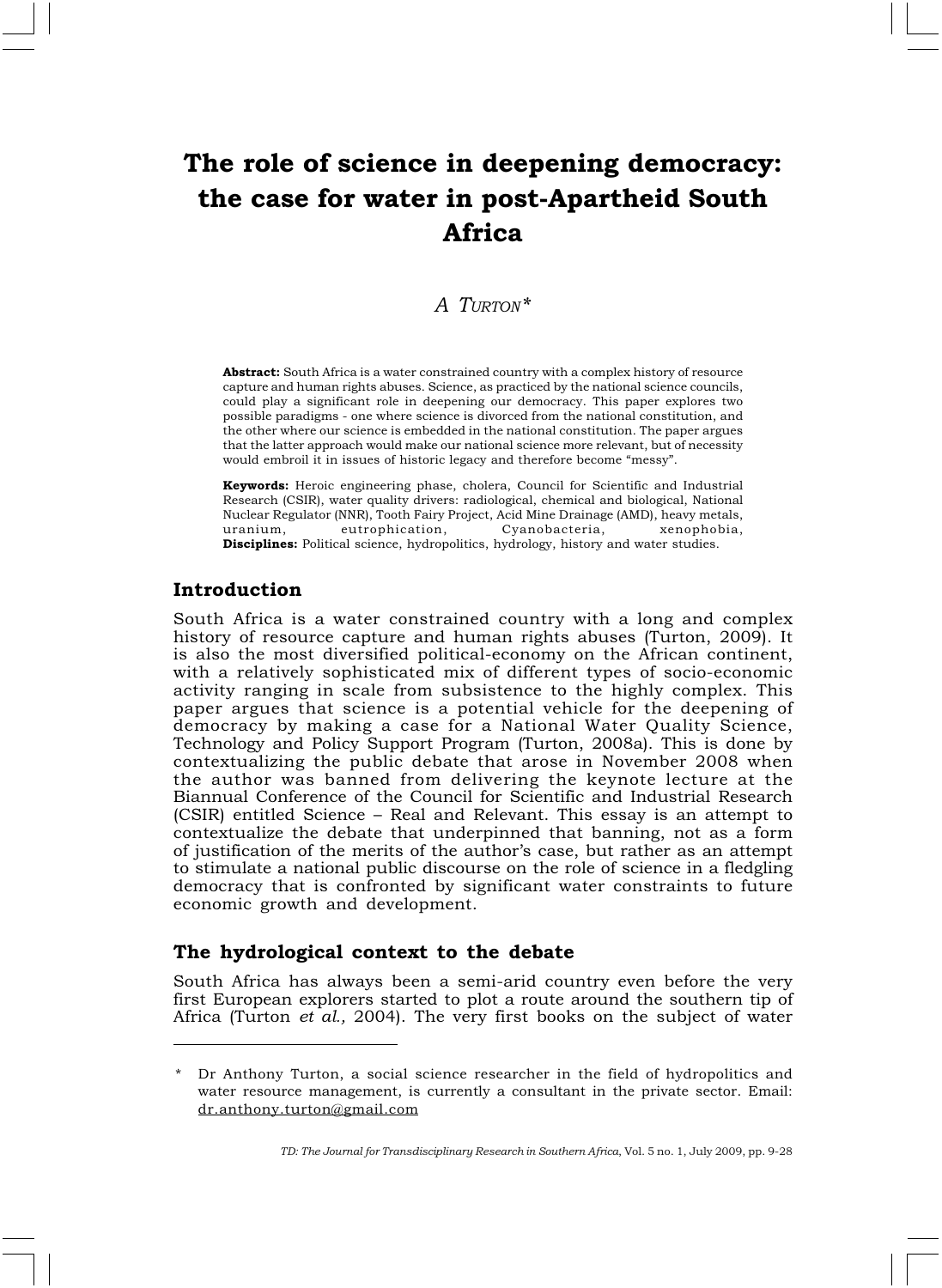# The role of science in deepening democracy: the case for water in post-Apartheid South Africa

*A Turton**

**Abstract:** South Africa is a water constrained country with a complex history of resource capture and human rights abuses. Science, as practiced by the national science councils, could play a significant role in deepening our democracy. This paper explores two possible paradigms - one where science is divorced from the national constitution, and the other where our science is embedded in the national constitution. The paper argues that the latter approach would make our national science more relevant, but of necessity would embroil it in issues of historic legacy and therefore become "messy".

**Keywords:** Heroic engineering phase, cholera, Council for Scientific and Industrial Research (CSIR), water quality drivers: radiological, chemical and biological, National Nuclear Regulator (NNR), Tooth Fairy Project, Acid Mine Drainage (AMD), heavy metals, uranium, eutrophication, Cyanobacteria, xenophobia,
**Disciplines:** Political science, hydropolitics, hydrology, history and water studies.

## Introduction

South Africa is a water constrained country with a long and complex history of resource capture and human rights abuses (Turton, 2009). It is also the most diversified political-economy on the African continent, with a relatively sophisticated mix of different types of socio-economic activity ranging in scale from subsistence to the highly complex. This paper argues that science is a potential vehicle for the deepening of democracy by making a case for a National Water Quality Science, Technology and Policy Support Program (Turton, 2008a). This is done by contextualizing the public debate that arose in November 2008 when the author was banned from delivering the keynote lecture at the Biannual Conference of the Council for Scientific and Industrial Research (CSIR) entitled Science – Real and Relevant. This essay is an attempt to contextualize the debate that underpinned that banning, not as a form of justification of the merits of the author's case, but rather as an attempt to stimulate a national public discourse on the role of science in a fledgling democracy that is confronted by significant water constraints to future economic growth and development.

## The hydrological context to the debate

South Africa has always been a semi-arid country even before the very first European explorers started to plot a route around the southern tip of Africa (Turton *et al.,* 2004). The very first books on the subject of water

---

\* Dr Anthony Turton, a social science researcher in the field of hydropolitics and water resource management, is currently a consultant in the private sector. Email: dr.anthony.turton@gmail.com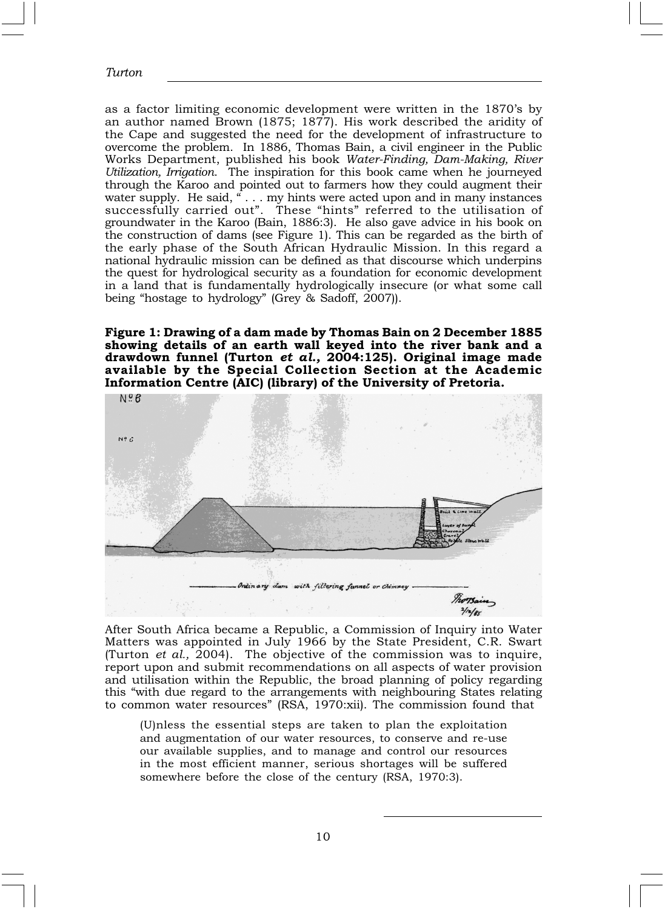as a factor limiting economic development were written in the 1870's by an author named Brown (1875; 1877). His work described the aridity of the Cape and suggested the need for the development of infrastructure to overcome the problem. In 1886, Thomas Bain, a civil engineer in the Public Works Department, published his book *Water-Finding, Dam-Making, River Utilization, Irrigation*. The inspiration for this book came when he journeyed through the Karoo and pointed out to farmers how they could augment their water supply. He said, " . . . my hints were acted upon and in many instances successfully carried out". These "hints" referred to the utilisation of groundwater in the Karoo (Bain, 1886:3). He also gave advice in his book on the construction of dams (see Figure 1). This can be regarded as the birth of the early phase of the South African Hydraulic Mission. In this regard a national hydraulic mission can be defined as that discourse which underpins the quest for hydrological security as a foundation for economic development in a land that is fundamentally hydrologically insecure (or what some call being "hostage to hydrology" (Grey & Sadoff, 2007)).

**Figure 1: Drawing of a dam made by Thomas Bain on 2 December 1885 showing details of an earth wall keyed into the river bank and a drawdown funnel (Turton *et al.*, 2004:125). Original image made available by the Special Collection Section at the Academic Information Centre (AIC) (library) of the University of Pretoria.**

After South Africa became a Republic, a Commission of Inquiry into Water Matters was appointed in July 1966 by the State President, C.R. Swart (Turton *et al.,* 2004). The objective of the commission was to inquire, report upon and submit recommendations on all aspects of water provision and utilisation within the Republic, the broad planning of policy regarding this "with due regard to the arrangements with neighbouring States relating to common water resources" (RSA, 1970:xii). The commission found that

> (U)nless the essential steps are taken to plan the exploitation and augmentation of our water resources, to conserve and re-use our available supplies, and to manage and control our resources in the most efficient manner, serious shortages will be suffered somewhere before the close of the century (RSA, 1970:3).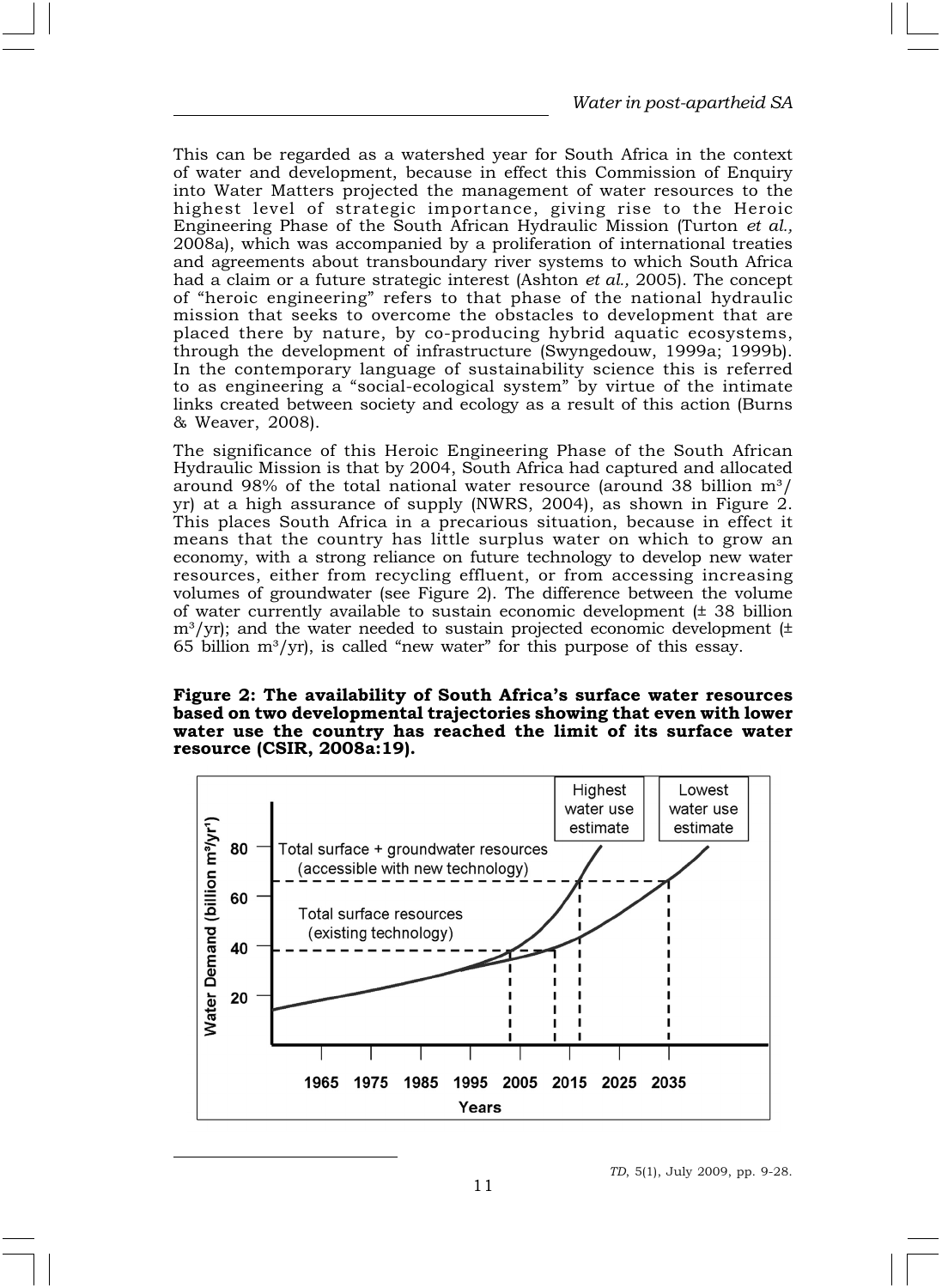This can be regarded as a watershed year for South Africa in the context of water and development, because in effect this Commission of Enquiry into Water Matters projected the management of water resources to the highest level of strategic importance, giving rise to the Heroic Engineering Phase of the South African Hydraulic Mission (Turton *et al.,* 2008a), which was accompanied by a proliferation of international treaties and agreements about transboundary river systems to which South Africa had a claim or a future strategic interest (Ashton *et al.,* 2005). The concept of "heroic engineering" refers to that phase of the national hydraulic mission that seeks to overcome the obstacles to development that are placed there by nature, by co-producing hybrid aquatic ecosystems, through the development of infrastructure (Swyngedouw, 1999a; 1999b). In the contemporary language of sustainability science this is referred to as engineering a "social-ecological system" by virtue of the intimate links created between society and ecology as a result of this action (Burns & Weaver, 2008).

The significance of this Heroic Engineering Phase of the South African Hydraulic Mission is that by 2004, South Africa had captured and allocated around 98% of the total national water resource (around 38 billion $m^3$/yr) at a high assurance of supply (NWRS, 2004), as shown in Figure 2. This places South Africa in a precarious situation, because in effect it means that the country has little surplus water on which to grow an economy, with a strong reliance on future technology to develop new water resources, either from recycling effluent, or from accessing increasing volumes of groundwater (see Figure 2). The difference between the volume of water currently available to sustain economic development (± 38 billion $m^3$/yr); and the water needed to sustain projected economic development (± 65 billion $m^3$/yr), is called "new water" for this purpose of this essay.

**Figure 2: The availability of South Africa's surface water resources based on two developmental trajectories showing that even with lower water use the country has reached the limit of its surface water resource (CSIR, 2008a:19).**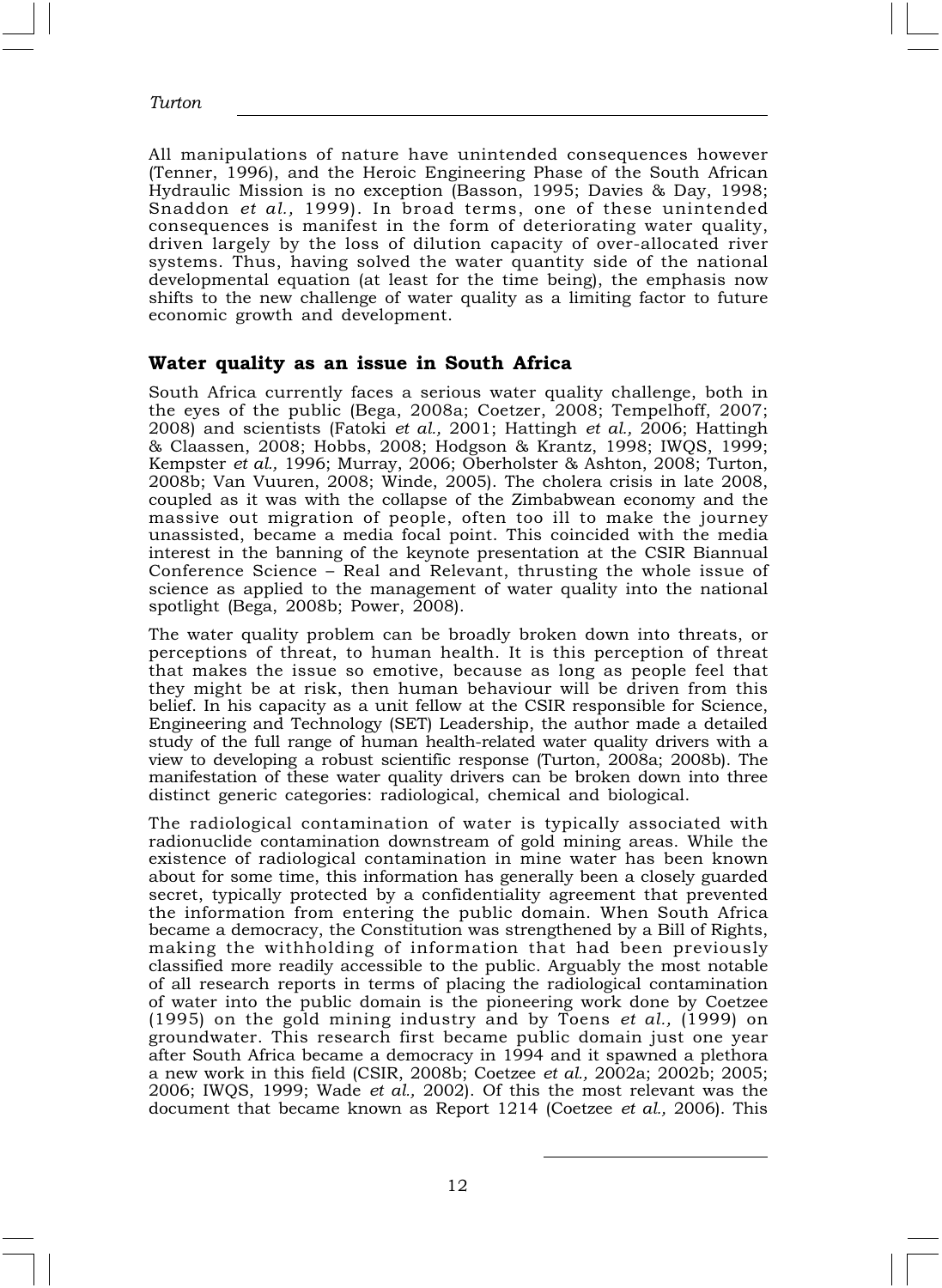All manipulations of nature have unintended consequences however (Tenner, 1996), and the Heroic Engineering Phase of the South African Hydraulic Mission is no exception (Basson, 1995; Davies & Day, 1998; Snaddon *et al.,* 1999). In broad terms, one of these unintended consequences is manifest in the form of deteriorating water quality, driven largely by the loss of dilution capacity of over-allocated river systems. Thus, having solved the water quantity side of the national developmental equation (at least for the time being), the emphasis now shifts to the new challenge of water quality as a limiting factor to future economic growth and development.

## Water quality as an issue in South Africa

South Africa currently faces a serious water quality challenge, both in the eyes of the public (Bega, 2008a; Coetzer, 2008; Tempelhoff, 2007; 2008) and scientists (Fatoki *et al.,* 2001; Hattingh *et al.,* 2006; Hattingh & Claassen, 2008; Hobbs, 2008; Hodgson & Krantz, 1998; IWQS, 1999; Kempster *et al.,* 1996; Murray, 2006; Oberholster & Ashton, 2008; Turton, 2008b; Van Vuuren, 2008; Winde, 2005). The cholera crisis in late 2008, coupled as it was with the collapse of the Zimbabwean economy and the massive out migration of people, often too ill to make the journey unassisted, became a media focal point. This coincided with the media interest in the banning of the keynote presentation at the CSIR Biannual Conference Science – Real and Relevant, thrusting the whole issue of science as applied to the management of water quality into the national spotlight (Bega, 2008b; Power, 2008).

The water quality problem can be broadly broken down into threats, or perceptions of threat, to human health. It is this perception of threat that makes the issue so emotive, because as long as people feel that they might be at risk, then human behaviour will be driven from this belief. In his capacity as a unit fellow at the CSIR responsible for Science, Engineering and Technology (SET) Leadership, the author made a detailed study of the full range of human health-related water quality drivers with a view to developing a robust scientific response (Turton, 2008a; 2008b). The manifestation of these water quality drivers can be broken down into three distinct generic categories: radiological, chemical and biological.

The radiological contamination of water is typically associated with radionuclide contamination downstream of gold mining areas. While the existence of radiological contamination in mine water has been known about for some time, this information has generally been a closely guarded secret, typically protected by a confidentiality agreement that prevented the information from entering the public domain. When South Africa became a democracy, the Constitution was strengthened by a Bill of Rights, making the withholding of information that had been previously classified more readily accessible to the public. Arguably the most notable of all research reports in terms of placing the radiological contamination of water into the public domain is the pioneering work done by Coetzee (1995) on the gold mining industry and by Toens *et al.,* (1999) on groundwater. This research first became public domain just one year after South Africa became a democracy in 1994 and it spawned a plethora a new work in this field (CSIR, 2008b; Coetzee *et al.,* 2002a; 2002b; 2005; 2006; IWQS, 1999; Wade *et al.,* 2002). Of this the most relevant was the document that became known as Report 1214 (Coetzee *et al.,* 2006). This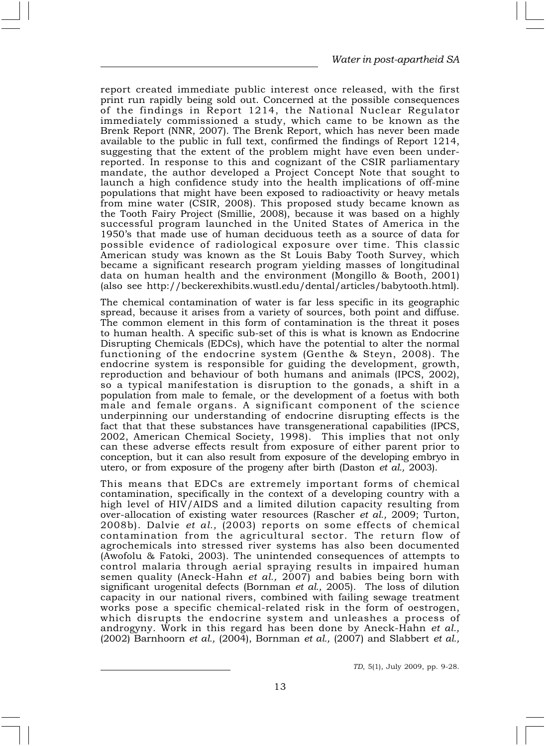report created immediate public interest once released, with the first print run rapidly being sold out. Concerned at the possible consequences of the findings in Report 1214, the National Nuclear Regulator immediately commissioned a study, which came to be known as the Brenk Report (NNR, 2007). The Brenk Report, which has never been made available to the public in full text, confirmed the findings of Report 1214, suggesting that the extent of the problem might have even been under-reported. In response to this and cognizant of the CSIR parliamentary mandate, the author developed a Project Concept Note that sought to launch a high confidence study into the health implications of off-mine populations that might have been exposed to radioactivity or heavy metals from mine water (CSIR, 2008). This proposed study became known as the Tooth Fairy Project (Smillie, 2008), because it was based on a highly successful program launched in the United States of America in the 1950's that made use of human deciduous teeth as a source of data for possible evidence of radiological exposure over time. This classic American study was known as the St Louis Baby Tooth Survey, which became a significant research program yielding masses of longitudinal data on human health and the environment (Mongillo & Booth, 2001) (also see http://beckerexhibits.wustl.edu/dental/articles/babytooth.html).

The chemical contamination of water is far less specific in its geographic spread, because it arises from a variety of sources, both point and diffuse. The common element in this form of contamination is the threat it poses to human health. A specific sub-set of this is what is known as Endocrine Disrupting Chemicals (EDCs), which have the potential to alter the normal functioning of the endocrine system (Genthe & Steyn, 2008). The endocrine system is responsible for guiding the development, growth, reproduction and behaviour of both humans and animals (IPCS, 2002), so a typical manifestation is disruption to the gonads, a shift in a population from male to female, or the development of a foetus with both male and female organs. A significant component of the science underpinning our understanding of endocrine disrupting effects is the fact that that these substances have transgenerational capabilities (IPCS, 2002, American Chemical Society, 1998). This implies that not only can these adverse effects result from exposure of either parent prior to conception, but it can also result from exposure of the developing embryo in utero, or from exposure of the progeny after birth (Daston *et al.,* 2003).

This means that EDCs are extremely important forms of chemical contamination, specifically in the context of a developing country with a high level of HIV/AIDS and a limited dilution capacity resulting from over-allocation of existing water resources (Rascher *et al.,* 2009; Turton, 2008b). Dalvie *et al.,* (2003) reports on some effects of chemical contamination from the agricultural sector. The return flow of agrochemicals into stressed river systems has also been documented (Awofolu & Fatoki, 2003). The unintended consequences of attempts to control malaria through aerial spraying results in impaired human semen quality (Aneck-Hahn *et al.,* 2007) and babies being born with significant urogenital defects (Bornman *et al.,* 2005). The loss of dilution capacity in our national rivers, combined with failing sewage treatment works pose a specific chemical-related risk in the form of oestrogen, which disrupts the endocrine system and unleashes a process of androgyny. Work in this regard has been done by Aneck-Hahn *et al.,* (2002) Barnhoorn *et al.,* (2004), Bornman *et al.,* (2007) and Slabbert *et al.,*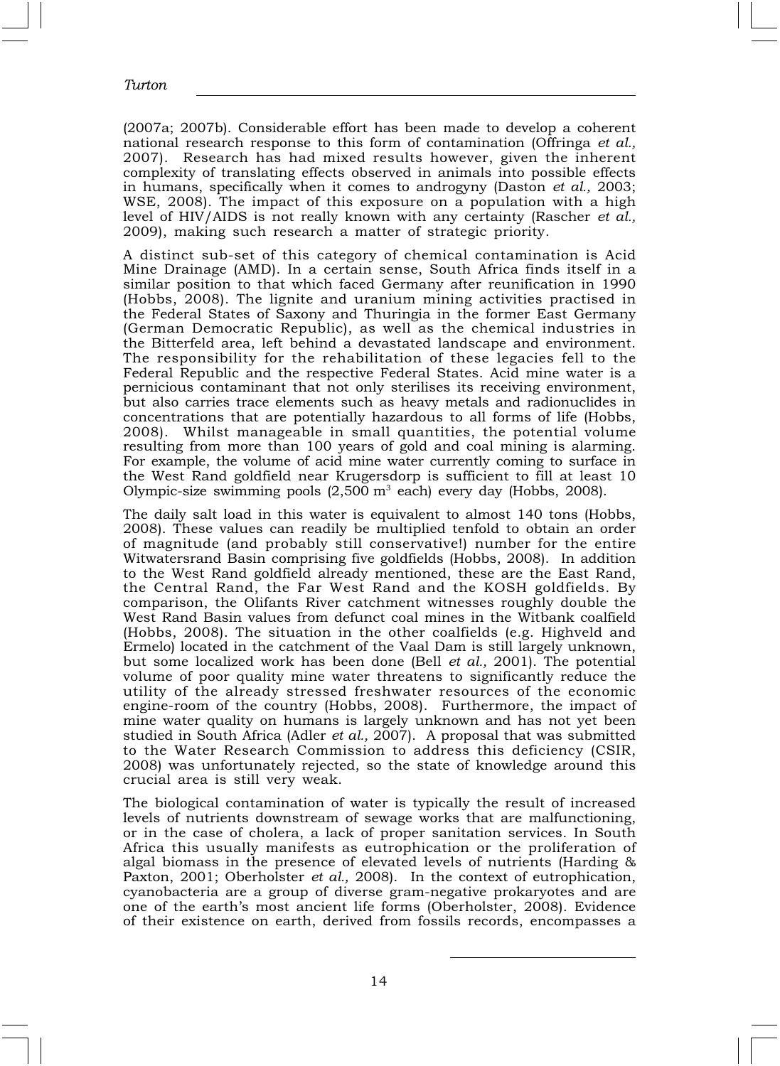(2007a; 2007b). Considerable effort has been made to develop a coherent national research response to this form of contamination (Offringa *et al.,* 2007). Research has had mixed results however, given the inherent complexity of translating effects observed in animals into possible effects in humans, specifically when it comes to androgyny (Daston *et al.,* 2003; WSE, 2008). The impact of this exposure on a population with a high level of HIV/AIDS is not really known with any certainty (Rascher *et al.,* 2009), making such research a matter of strategic priority.

A distinct sub-set of this category of chemical contamination is Acid Mine Drainage (AMD). In a certain sense, South Africa finds itself in a similar position to that which faced Germany after reunification in 1990 (Hobbs, 2008). The lignite and uranium mining activities practised in the Federal States of Saxony and Thuringia in the former East Germany (German Democratic Republic), as well as the chemical industries in the Bitterfeld area, left behind a devastated landscape and environment. The responsibility for the rehabilitation of these legacies fell to the Federal Republic and the respective Federal States. Acid mine water is a pernicious contaminant that not only sterilises its receiving environment, but also carries trace elements such as heavy metals and radionuclides in concentrations that are potentially hazardous to all forms of life (Hobbs, 2008). Whilst manageable in small quantities, the potential volume resulting from more than 100 years of gold and coal mining is alarming. For example, the volume of acid mine water currently coming to surface in the West Rand goldfield near Krugersdorp is sufficient to fill at least 10 Olympic-size swimming pools (2,500 $m^3$ each) every day (Hobbs, 2008).

The daily salt load in this water is equivalent to almost 140 tons (Hobbs, 2008). These values can readily be multiplied tenfold to obtain an order of magnitude (and probably still conservative!) number for the entire Witwatersrand Basin comprising five goldfields (Hobbs, 2008). In addition to the West Rand goldfield already mentioned, these are the East Rand, the Central Rand, the Far West Rand and the KOSH goldfields. By comparison, the Olifants River catchment witnesses roughly double the West Rand Basin values from defunct coal mines in the Witbank coalfield (Hobbs, 2008). The situation in the other coalfields (e.g. Highveld and Ermelo) located in the catchment of the Vaal Dam is still largely unknown, but some localized work has been done (Bell *et al.,* 2001). The potential volume of poor quality mine water threatens to significantly reduce the utility of the already stressed freshwater resources of the economic engine-room of the country (Hobbs, 2008). Furthermore, the impact of mine water quality on humans is largely unknown and has not yet been studied in South Africa (Adler *et al.,* 2007). A proposal that was submitted to the Water Research Commission to address this deficiency (CSIR, 2008) was unfortunately rejected, so the state of knowledge around this crucial area is still very weak.

The biological contamination of water is typically the result of increased levels of nutrients downstream of sewage works that are malfunctioning, or in the case of cholera, a lack of proper sanitation services. In South Africa this usually manifests as eutrophication or the proliferation of algal biomass in the presence of elevated levels of nutrients (Harding & Paxton, 2001; Oberholster *et al.,* 2008). In the context of eutrophication, cyanobacteria are a group of diverse gram-negative prokaryotes and are one of the earth's most ancient life forms (Oberholster, 2008). Evidence of their existence on earth, derived from fossils records, encompasses a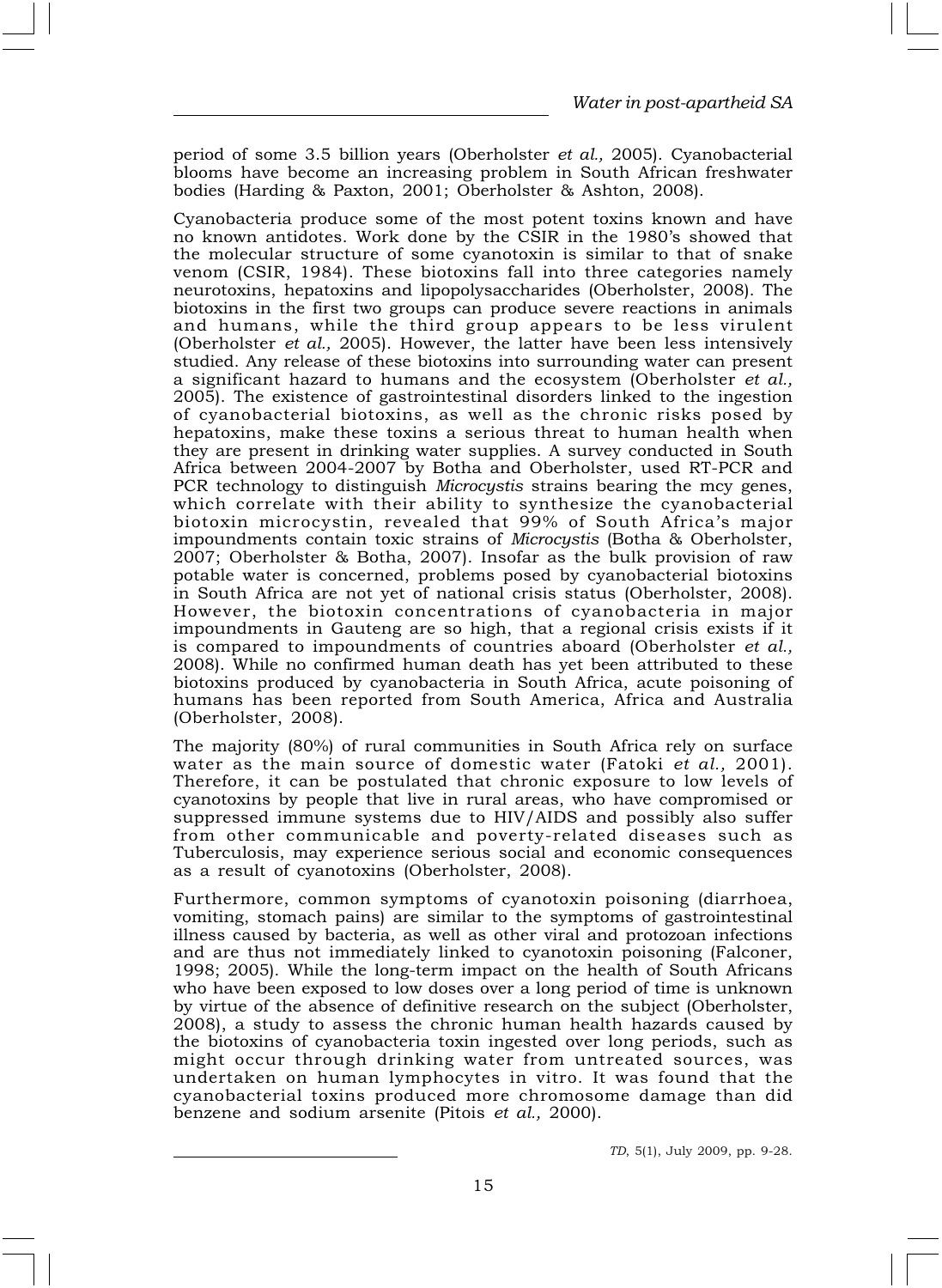period of some 3.5 billion years (Oberholster *et al.,* 2005). Cyanobacterial blooms have become an increasing problem in South African freshwater bodies (Harding & Paxton, 2001; Oberholster & Ashton, 2008).

Cyanobacteria produce some of the most potent toxins known and have no known antidotes. Work done by the CSIR in the 1980's showed that the molecular structure of some cyanotoxin is similar to that of snake venom (CSIR, 1984). These biotoxins fall into three categories namely neurotoxins, hepatoxins and lipopolysaccharides (Oberholster, 2008). The biotoxins in the first two groups can produce severe reactions in animals and humans, while the third group appears to be less virulent (Oberholster *et al.,* 2005). However, the latter have been less intensively studied. Any release of these biotoxins into surrounding water can present a significant hazard to humans and the ecosystem (Oberholster *et al.,* 2005). The existence of gastrointestinal disorders linked to the ingestion of cyanobacterial biotoxins, as well as the chronic risks posed by hepatoxins, make these toxins a serious threat to human health when they are present in drinking water supplies. A survey conducted in South Africa between 2004-2007 by Botha and Oberholster, used RT-PCR and PCR technology to distinguish *Microcystis* strains bearing the mcy genes, which correlate with their ability to synthesize the cyanobacterial biotoxin microcystin, revealed that 99% of South Africa's major impoundments contain toxic strains of *Microcystis* (Botha & Oberholster, 2007; Oberholster & Botha, 2007). Insofar as the bulk provision of raw potable water is concerned, problems posed by cyanobacterial biotoxins in South Africa are not yet of national crisis status (Oberholster, 2008). However, the biotoxin concentrations of cyanobacteria in major impoundments in Gauteng are so high, that a regional crisis exists if it is compared to impoundments of countries aboard (Oberholster *et al.,* 2008). While no confirmed human death has yet been attributed to these biotoxins produced by cyanobacteria in South Africa, acute poisoning of humans has been reported from South America, Africa and Australia (Oberholster, 2008).

The majority (80%) of rural communities in South Africa rely on surface water as the main source of domestic water (Fatoki *et al.,* 2001). Therefore, it can be postulated that chronic exposure to low levels of cyanotoxins by people that live in rural areas, who have compromised or suppressed immune systems due to HIV/AIDS and possibly also suffer from other communicable and poverty-related diseases such as Tuberculosis, may experience serious social and economic consequences as a result of cyanotoxins (Oberholster, 2008).

Furthermore, common symptoms of cyanotoxin poisoning (diarrhoea, vomiting, stomach pains) are similar to the symptoms of gastrointestinal illness caused by bacteria, as well as other viral and protozoan infections and are thus not immediately linked to cyanotoxin poisoning (Falconer, 1998; 2005). While the long-term impact on the health of South Africans who have been exposed to low doses over a long period of time is unknown by virtue of the absence of definitive research on the subject (Oberholster, 2008), a study to assess the chronic human health hazards caused by the biotoxins of cyanobacteria toxin ingested over long periods, such as might occur through drinking water from untreated sources, was undertaken on human lymphocytes in vitro. It was found that the cyanobacterial toxins produced more chromosome damage than did benzene and sodium arsenite (Pitois *et al.,* 2000).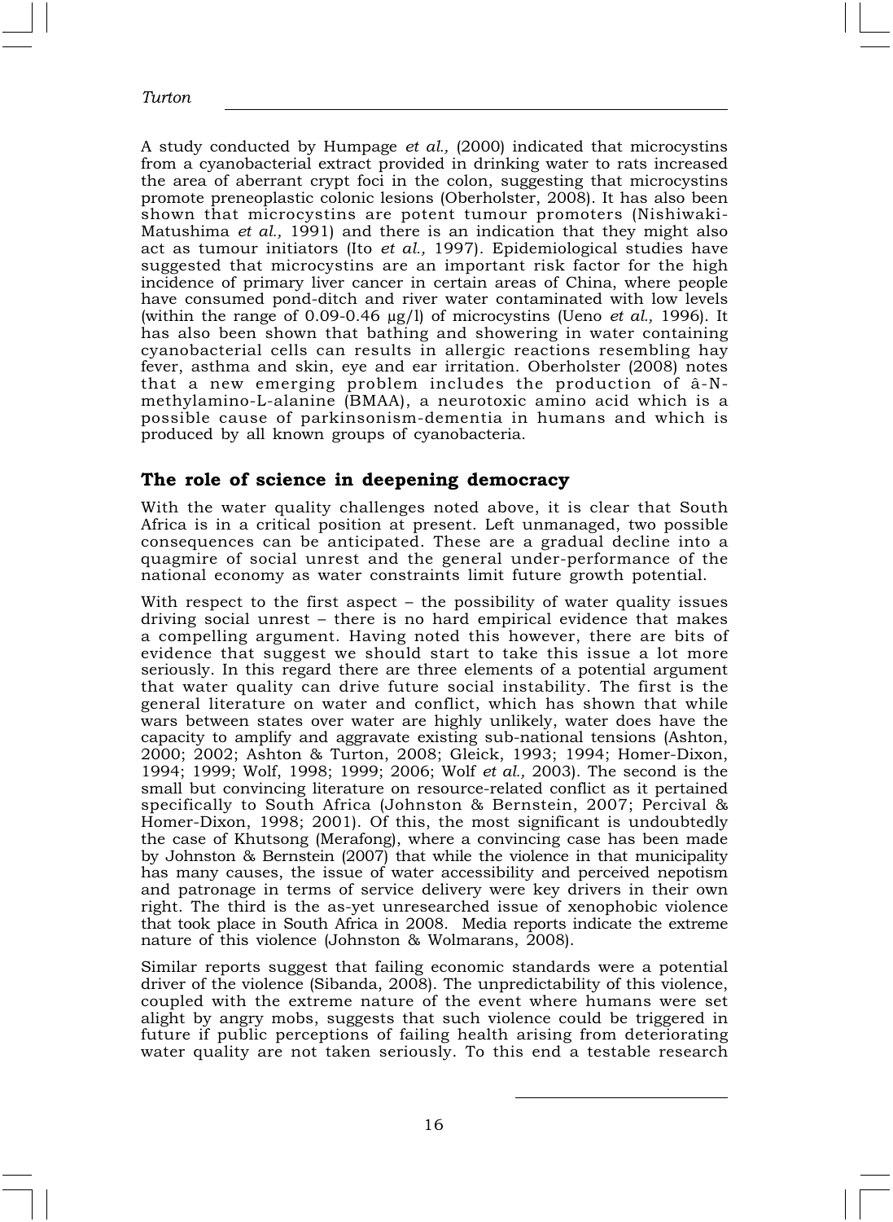A study conducted by Humpage *et al.,* (2000) indicated that microcystins from a cyanobacterial extract provided in drinking water to rats increased the area of aberrant crypt foci in the colon, suggesting that microcystins promote preneoplastic colonic lesions (Oberholster, 2008). It has also been shown that microcystins are potent tumour promoters (Nishiwaki-Matushima *et al.,* 1991) and there is an indication that they might also act as tumour initiators (Ito *et al.,* 1997). Epidemiological studies have suggested that microcystins are an important risk factor for the high incidence of primary liver cancer in certain areas of China, where people have consumed pond-ditch and river water contaminated with low levels (within the range of 0.09-0.46 μg/l) of microcystins (Ueno *et al.,* 1996). It has also been shown that bathing and showering in water containing cyanobacterial cells can results in allergic reactions resembling hay fever, asthma and skin, eye and ear irritation. Oberholster (2008) notes that a new emerging problem includes the production of â-N-methylamino-L-alanine (BMAA), a neurotoxic amino acid which is a possible cause of parkinsonism-dementia in humans and which is produced by all known groups of cyanobacteria.

## The role of science in deepening democracy

With the water quality challenges noted above, it is clear that South Africa is in a critical position at present. Left unmanaged, two possible consequences can be anticipated. These are a gradual decline into a quagmire of social unrest and the general under-performance of the national economy as water constraints limit future growth potential.

With respect to the first aspect – the possibility of water quality issues driving social unrest – there is no hard empirical evidence that makes a compelling argument. Having noted this however, there are bits of evidence that suggest we should start to take this issue a lot more seriously. In this regard there are three elements of a potential argument that water quality can drive future social instability. The first is the general literature on water and conflict, which has shown that while wars between states over water are highly unlikely, water does have the capacity to amplify and aggravate existing sub-national tensions (Ashton, 2000; 2002; Ashton & Turton, 2008; Gleick, 1993; 1994; Homer-Dixon, 1994; 1999; Wolf, 1998; 1999; 2006; Wolf *et al.,* 2003). The second is the small but convincing literature on resource-related conflict as it pertained specifically to South Africa (Johnston & Bernstein, 2007; Percival & Homer-Dixon, 1998; 2001). Of this, the most significant is undoubtedly the case of Khutsong (Merafong), where a convincing case has been made by Johnston & Bernstein (2007) that while the violence in that municipality has many causes, the issue of water accessibility and perceived nepotism and patronage in terms of service delivery were key drivers in their own right. The third is the as-yet unresearched issue of xenophobic violence that took place in South Africa in 2008. Media reports indicate the extreme nature of this violence (Johnston & Wolmarans, 2008).

Similar reports suggest that failing economic standards were a potential driver of the violence (Sibanda, 2008). The unpredictability of this violence, coupled with the extreme nature of the event where humans were set alight by angry mobs, suggests that such violence could be triggered in future if public perceptions of failing health arising from deteriorating water quality are not taken seriously. To this end a testable research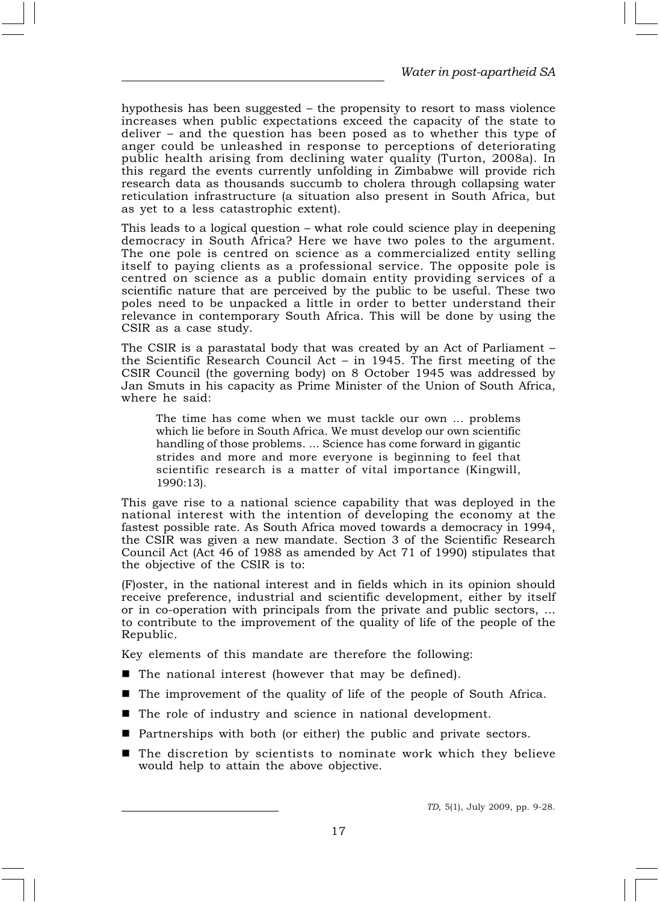hypothesis has been suggested – the propensity to resort to mass violence increases when public expectations exceed the capacity of the state to deliver – and the question has been posed as to whether this type of anger could be unleashed in response to perceptions of deteriorating public health arising from declining water quality (Turton, 2008a). In this regard the events currently unfolding in Zimbabwe will provide rich research data as thousands succumb to cholera through collapsing water reticulation infrastructure (a situation also present in South Africa, but as yet to a less catastrophic extent).

This leads to a logical question – what role could science play in deepening democracy in South Africa? Here we have two poles to the argument. The one pole is centred on science as a commercialized entity selling itself to paying clients as a professional service. The opposite pole is centred on science as a public domain entity providing services of a scientific nature that are perceived by the public to be useful. These two poles need to be unpacked a little in order to better understand their relevance in contemporary South Africa. This will be done by using the CSIR as a case study.

The CSIR is a parastatal body that was created by an Act of Parliament – the Scientific Research Council Act – in 1945. The first meeting of the CSIR Council (the governing body) on 8 October 1945 was addressed by Jan Smuts in his capacity as Prime Minister of the Union of South Africa, where he said:

> The time has come when we must tackle our own ... problems which lie before in South Africa. We must develop our own scientific handling of those problems. ... Science has come forward in gigantic strides and more and more everyone is beginning to feel that scientific research is a matter of vital importance (Kingwill, 1990:13).

This gave rise to a national science capability that was deployed in the national interest with the intention of developing the economy at the fastest possible rate. As South Africa moved towards a democracy in 1994, the CSIR was given a new mandate. Section 3 of the Scientific Research Council Act (Act 46 of 1988 as amended by Act 71 of 1990) stipulates that the objective of the CSIR is to:

(F)oster, in the national interest and in fields which in its opinion should receive preference, industrial and scientific development, either by itself or in co-operation with principals from the private and public sectors, ... to contribute to the improvement of the quality of life of the people of the Republic.

Key elements of this mandate are therefore the following:

- The national interest (however that may be defined).
- The improvement of the quality of life of the people of South Africa.
- The role of industry and science in national development.
- Partnerships with both (or either) the public and private sectors.
- The discretion by scientists to nominate work which they believe would help to attain the above objective.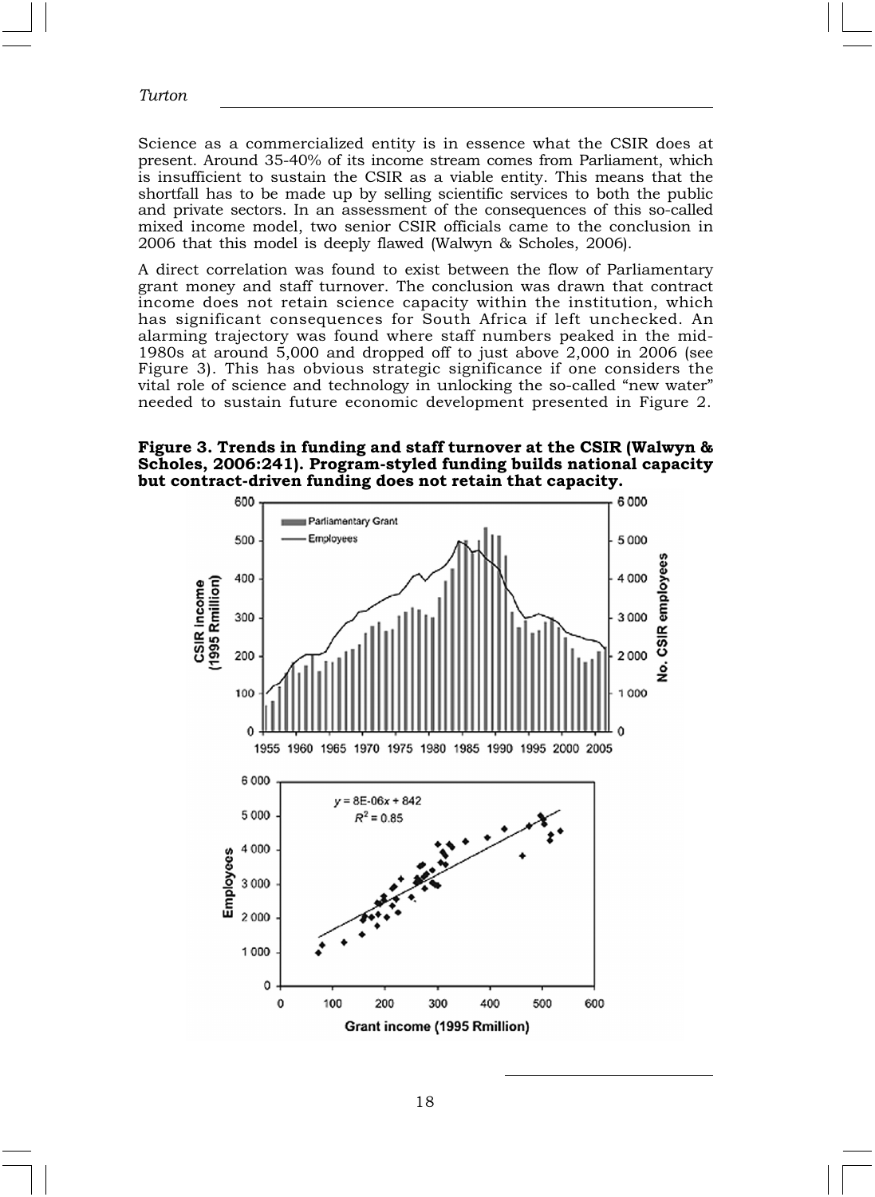Science as a commercialized entity is in essence what the CSIR does at present. Around 35-40% of its income stream comes from Parliament, which is insufficient to sustain the CSIR as a viable entity. This means that the shortfall has to be made up by selling scientific services to both the public and private sectors. In an assessment of the consequences of this so-called mixed income model, two senior CSIR officials came to the conclusion in 2006 that this model is deeply flawed (Walwyn & Scholes, 2006).

A direct correlation was found to exist between the flow of Parliamentary grant money and staff turnover. The conclusion was drawn that contract income does not retain science capacity within the institution, which has significant consequences for South Africa if left unchecked. An alarming trajectory was found where staff numbers peaked in the mid-1980s at around 5,000 and dropped off to just above 2,000 in 2006 (see Figure 3). This has obvious strategic significance if one considers the vital role of science and technology in unlocking the so-called "new water" needed to sustain future economic development presented in Figure 2.

**Figure 3. Trends in funding and staff turnover at the CSIR (Walwyn & Scholes, 2006:241). Program-styled funding builds national capacity but contract-driven funding does not retain that capacity.**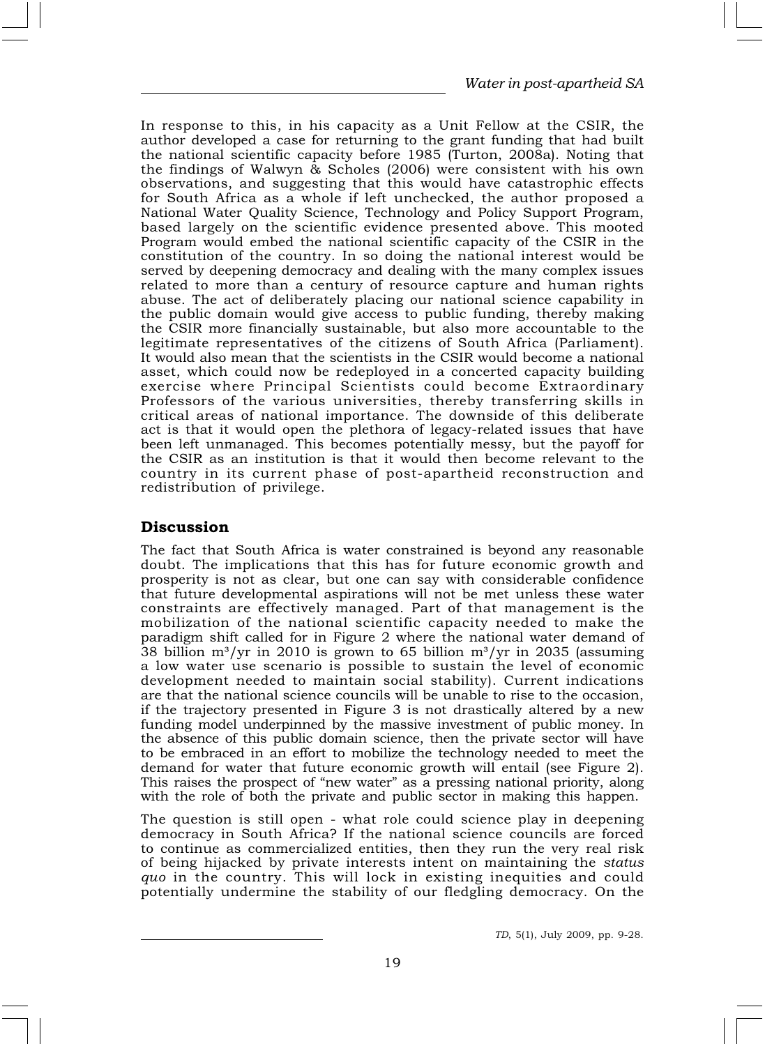In response to this, in his capacity as a Unit Fellow at the CSIR, the author developed a case for returning to the grant funding that had built the national scientific capacity before 1985 (Turton, 2008a). Noting that the findings of Walwyn & Scholes (2006) were consistent with his own observations, and suggesting that this would have catastrophic effects for South Africa as a whole if left unchecked, the author proposed a National Water Quality Science, Technology and Policy Support Program, based largely on the scientific evidence presented above. This mooted Program would embed the national scientific capacity of the CSIR in the constitution of the country. In so doing the national interest would be served by deepening democracy and dealing with the many complex issues related to more than a century of resource capture and human rights abuse. The act of deliberately placing our national science capability in the public domain would give access to public funding, thereby making the CSIR more financially sustainable, but also more accountable to the legitimate representatives of the citizens of South Africa (Parliament). It would also mean that the scientists in the CSIR would become a national asset, which could now be redeployed in a concerted capacity building exercise where Principal Scientists could become Extraordinary Professors of the various universities, thereby transferring skills in critical areas of national importance. The downside of this deliberate act is that it would open the plethora of legacy-related issues that have been left unmanaged. This becomes potentially messy, but the payoff for the CSIR as an institution is that it would then become relevant to the country in its current phase of post-apartheid reconstruction and redistribution of privilege.

## Discussion

The fact that South Africa is water constrained is beyond any reasonable doubt. The implications that this has for future economic growth and prosperity is not as clear, but one can say with considerable confidence that future developmental aspirations will not be met unless these water constraints are effectively managed. Part of that management is the mobilization of the national scientific capacity needed to make the paradigm shift called for in Figure 2 where the national water demand of 38 billion $m^3$/yr in 2010 is grown to 65 billion $m^3$/yr in 2035 (assuming a low water use scenario is possible to sustain the level of economic development needed to maintain social stability). Current indications are that the national science councils will be unable to rise to the occasion, if the trajectory presented in Figure 3 is not drastically altered by a new funding model underpinned by the massive investment of public money. In the absence of this public domain science, then the private sector will have to be embraced in an effort to mobilize the technology needed to meet the demand for water that future economic growth will entail (see Figure 2). This raises the prospect of "new water" as a pressing national priority, along with the role of both the private and public sector in making this happen.

The question is still open - what role could science play in deepening democracy in South Africa? If the national science councils are forced to continue as commercialized entities, then they run the very real risk of being hijacked by private interests intent on maintaining the *status quo* in the country. This will lock in existing inequities and could potentially undermine the stability of our fledgling democracy. On the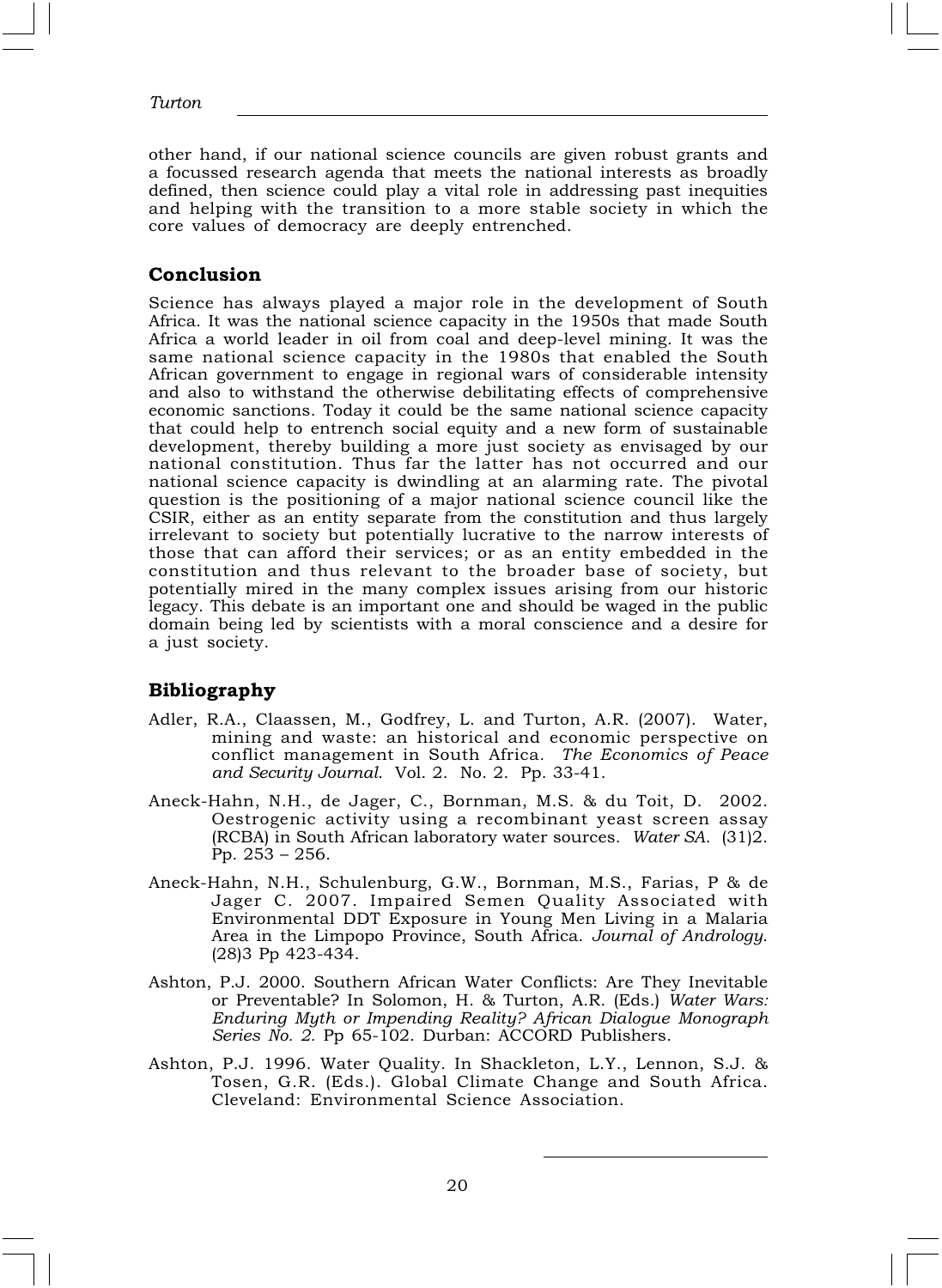other hand, if our national science councils are given robust grants and a focussed research agenda that meets the national interests as broadly defined, then science could play a vital role in addressing past inequities and helping with the transition to a more stable society in which the core values of democracy are deeply entrenched.

## Conclusion

Science has always played a major role in the development of South Africa. It was the national science capacity in the 1950s that made South Africa a world leader in oil from coal and deep-level mining. It was the same national science capacity in the 1980s that enabled the South African government to engage in regional wars of considerable intensity and also to withstand the otherwise debilitating effects of comprehensive economic sanctions. Today it could be the same national science capacity that could help to entrench social equity and a new form of sustainable development, thereby building a more just society as envisaged by our national constitution. Thus far the latter has not occurred and our national science capacity is dwindling at an alarming rate. The pivotal question is the positioning of a major national science council like the CSIR, either as an entity separate from the constitution and thus largely irrelevant to society but potentially lucrative to the narrow interests of those that can afford their services; or as an entity embedded in the constitution and thus relevant to the broader base of society, but potentially mired in the many complex issues arising from our historic legacy. This debate is an important one and should be waged in the public domain being led by scientists with a moral conscience and a desire for a just society.

## Bibliography

Adler, R.A., Claassen, M., Godfrey, L. and Turton, A.R. (2007). Water, mining and waste: an historical and economic perspective on conflict management in South Africa. *The Economics of Peace and Security Journal*. Vol. 2. No. 2. Pp. 33-41.

Aneck-Hahn, N.H., de Jager, C., Bornman, M.S. & du Toit, D. 2002. Oestrogenic activity using a recombinant yeast screen assay (RCBA) in South African laboratory water sources. *Water SA*. (31)2. Pp. 253 – 256.

Aneck-Hahn, N.H., Schulenburg, G.W., Bornman, M.S., Farias, P & de Jager C. 2007. Impaired Semen Quality Associated with Environmental DDT Exposure in Young Men Living in a Malaria Area in the Limpopo Province, South Africa. *Journal of Andrology*. (28)3 Pp 423-434.

Ashton, P.J. 2000. Southern African Water Conflicts: Are They Inevitable or Preventable? In Solomon, H. & Turton, A.R. (Eds.) *Water Wars: Enduring Myth or Impending Reality? African Dialogue Monograph Series No. 2.* Pp 65-102. Durban: ACCORD Publishers.

Ashton, P.J. 1996. Water Quality. In Shackleton, L.Y., Lennon, S.J. & Tosen, G.R. (Eds.). Global Climate Change and South Africa. Cleveland: Environmental Science Association.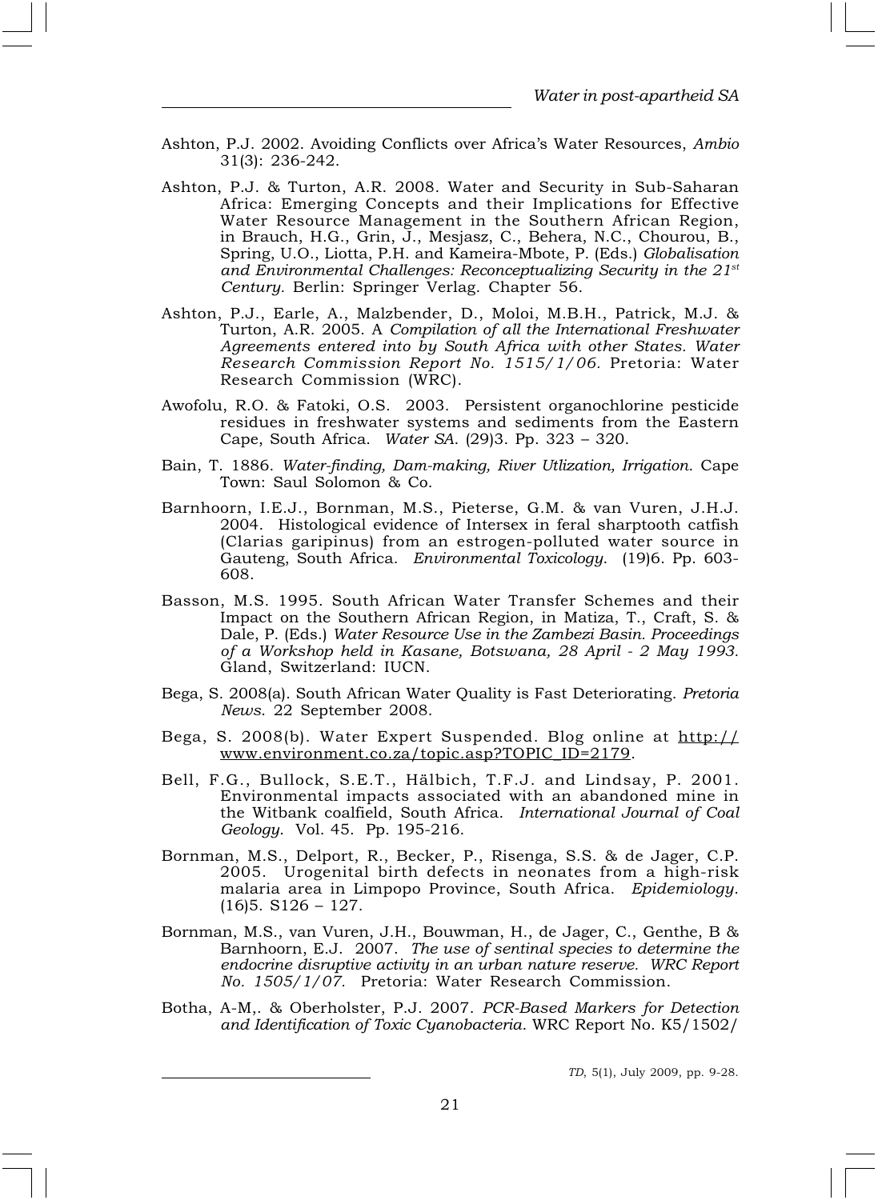Ashton, P.J. 2002. Avoiding Conflicts over Africa's Water Resources, *Ambio* 31(3): 236-242.

Ashton, P.J. & Turton, A.R. 2008. Water and Security in Sub-Saharan Africa: Emerging Concepts and their Implications for Effective Water Resource Management in the Southern African Region, in Brauch, H.G., Grin, J., Mesjasz, C., Behera, N.C., Chourou, B., Spring, U.O., Liotta, P.H. and Kameira-Mbote, P. (Eds.) *Globalisation and Environmental Challenges: Reconceptualizing Security in the 21st Century*. Berlin: Springer Verlag. Chapter 56.

Ashton, P.J., Earle, A., Malzbender, D., Moloi, M.B.H., Patrick, M.J. & Turton, A.R. 2005. A *Compilation of all the International Freshwater Agreements entered into by South Africa with other States. Water Research Commission Report No. 1515/1/06*. Pretoria: Water Research Commission (WRC).

Awofolu, R.O. & Fatoki, O.S. 2003. Persistent organochlorine pesticide residues in freshwater systems and sediments from the Eastern Cape, South Africa. *Water SA*. (29)3. Pp. 323 – 320.

Bain, T. 1886. *Water-finding, Dam-making, River Utlization, Irrigation*. Cape Town: Saul Solomon & Co.

Barnhoorn, I.E.J., Bornman, M.S., Pieterse, G.M. & van Vuren, J.H.J. 2004. Histological evidence of Intersex in feral sharptooth catfish (Clarias garipinus) from an estrogen-polluted water source in Gauteng, South Africa. *Environmental Toxicology*. (19)6. Pp. 603-608.

Basson, M.S. 1995. South African Water Transfer Schemes and their Impact on the Southern African Region, in Matiza, T., Craft, S. & Dale, P. (Eds.) *Water Resource Use in the Zambezi Basin. Proceedings of a Workshop held in Kasane, Botswana, 28 April - 2 May 1993*. Gland, Switzerland: IUCN.

Bega, S. 2008(a). South African Water Quality is Fast Deteriorating. *Pretoria News*. 22 September 2008.

Bega, S. 2008(b). Water Expert Suspended. Blog online at http://www.environment.co.za/topic.asp?TOPIC_ID=2179.

Bell, F.G., Bullock, S.E.T., Hälbich, T.F.J. and Lindsay, P. 2001. Environmental impacts associated with an abandoned mine in the Witbank coalfield, South Africa. *International Journal of Coal Geology*. Vol. 45. Pp. 195-216.

Bornman, M.S., Delport, R., Becker, P., Risenga, S.S. & de Jager, C.P. 2005. Urogenital birth defects in neonates from a high-risk malaria area in Limpopo Province, South Africa. *Epidemiology*. (16)5. S126 – 127.

Bornman, M.S., van Vuren, J.H., Bouwman, H., de Jager, C., Genthe, B & Barnhoorn, E.J. 2007. *The use of sentinal species to determine the endocrine disruptive activity in an urban nature reserve. WRC Report No. 1505/1/07.* Pretoria: Water Research Commission.

Botha, A-M,. & Oberholster, P.J. 2007. *PCR-Based Markers for Detection and Identification of Toxic Cyanobacteria*. WRC Report No. K5/1502/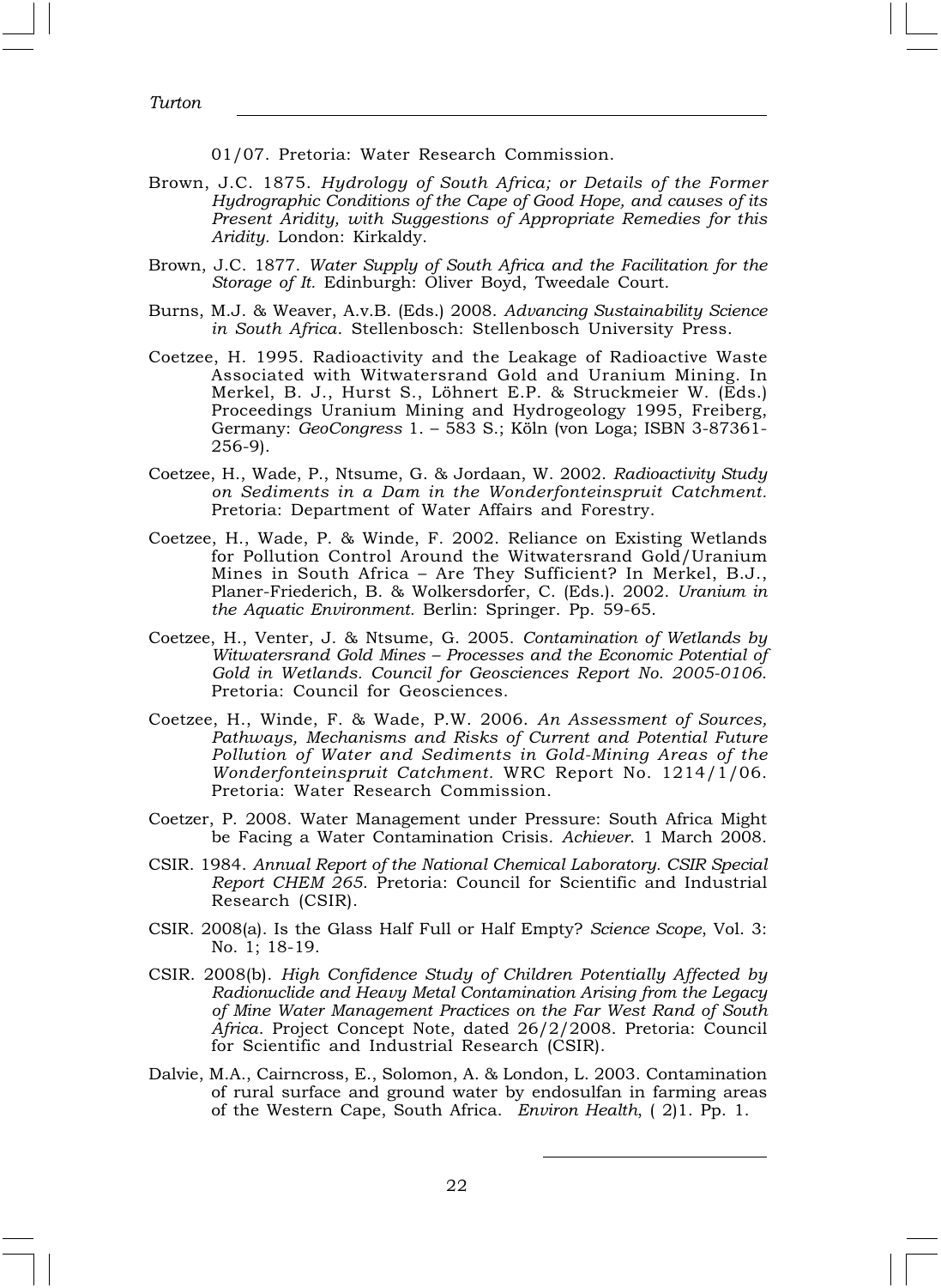01/07. Pretoria: Water Research Commission.

Brown, J.C. 1875. *Hydrology of South Africa; or Details of the Former Hydrographic Conditions of the Cape of Good Hope, and causes of its Present Aridity, with Suggestions of Appropriate Remedies for this Aridity.* London: Kirkaldy.

Brown, J.C. 1877. *Water Supply of South Africa and the Facilitation for the Storage of It.* Edinburgh: Oliver Boyd, Tweedale Court.

Burns, M.J. & Weaver, A.v.B. (Eds.) 2008. *Advancing Sustainability Science in South Africa.* Stellenbosch: Stellenbosch University Press.

Coetzee, H. 1995. Radioactivity and the Leakage of Radioactive Waste Associated with Witwatersrand Gold and Uranium Mining. In Merkel, B. J., Hurst S., Löhnert E.P. & Struckmeier W. (Eds.) Proceedings Uranium Mining and Hydrogeology 1995, Freiberg, Germany: *GeoCongress* 1. – 583 S.; Köln (von Loga; ISBN 3-87361-256-9).

Coetzee, H., Wade, P., Ntsume, G. & Jordaan, W. 2002. *Radioactivity Study on Sediments in a Dam in the Wonderfonteinspruit Catchment.* Pretoria: Department of Water Affairs and Forestry.

Coetzee, H., Wade, P. & Winde, F. 2002. Reliance on Existing Wetlands for Pollution Control Around the Witwatersrand Gold/Uranium Mines in South Africa – Are They Sufficient? In Merkel, B.J., Planer-Friederich, B. & Wolkersdorfer, C. (Eds.). 2002. *Uranium in the Aquatic Environment.* Berlin: Springer. Pp. 59-65.

Coetzee, H., Venter, J. & Ntsume, G. 2005. *Contamination of Wetlands by Witwatersrand Gold Mines – Processes and the Economic Potential of Gold in Wetlands. Council for Geosciences Report No. 2005-0106.* Pretoria: Council for Geosciences.

Coetzee, H., Winde, F. & Wade, P.W. 2006. *An Assessment of Sources, Pathways, Mechanisms and Risks of Current and Potential Future Pollution of Water and Sediments in Gold-Mining Areas of the Wonderfonteinspruit Catchment.* WRC Report No. 1214/1/06. Pretoria: Water Research Commission.

Coetzer, P. 2008. Water Management under Pressure: South Africa Might be Facing a Water Contamination Crisis. *Achiever.* 1 March 2008.

CSIR. 1984. *Annual Report of the National Chemical Laboratory. CSIR Special Report CHEM 265.* Pretoria: Council for Scientific and Industrial Research (CSIR).

CSIR. 2008(a). Is the Glass Half Full or Half Empty? *Science Scope*, Vol. 3: No. 1; 18-19.

CSIR. 2008(b). *High Confidence Study of Children Potentially Affected by Radionuclide and Heavy Metal Contamination Arising from the Legacy of Mine Water Management Practices on the Far West Rand of South Africa.* Project Concept Note, dated 26/2/2008. Pretoria: Council for Scientific and Industrial Research (CSIR).

Dalvie, M.A., Cairncross, E., Solomon, A. & London, L. 2003. Contamination of rural surface and ground water by endosulfan in farming areas of the Western Cape, South Africa. *Environ Health*, ( 2)1. Pp. 1.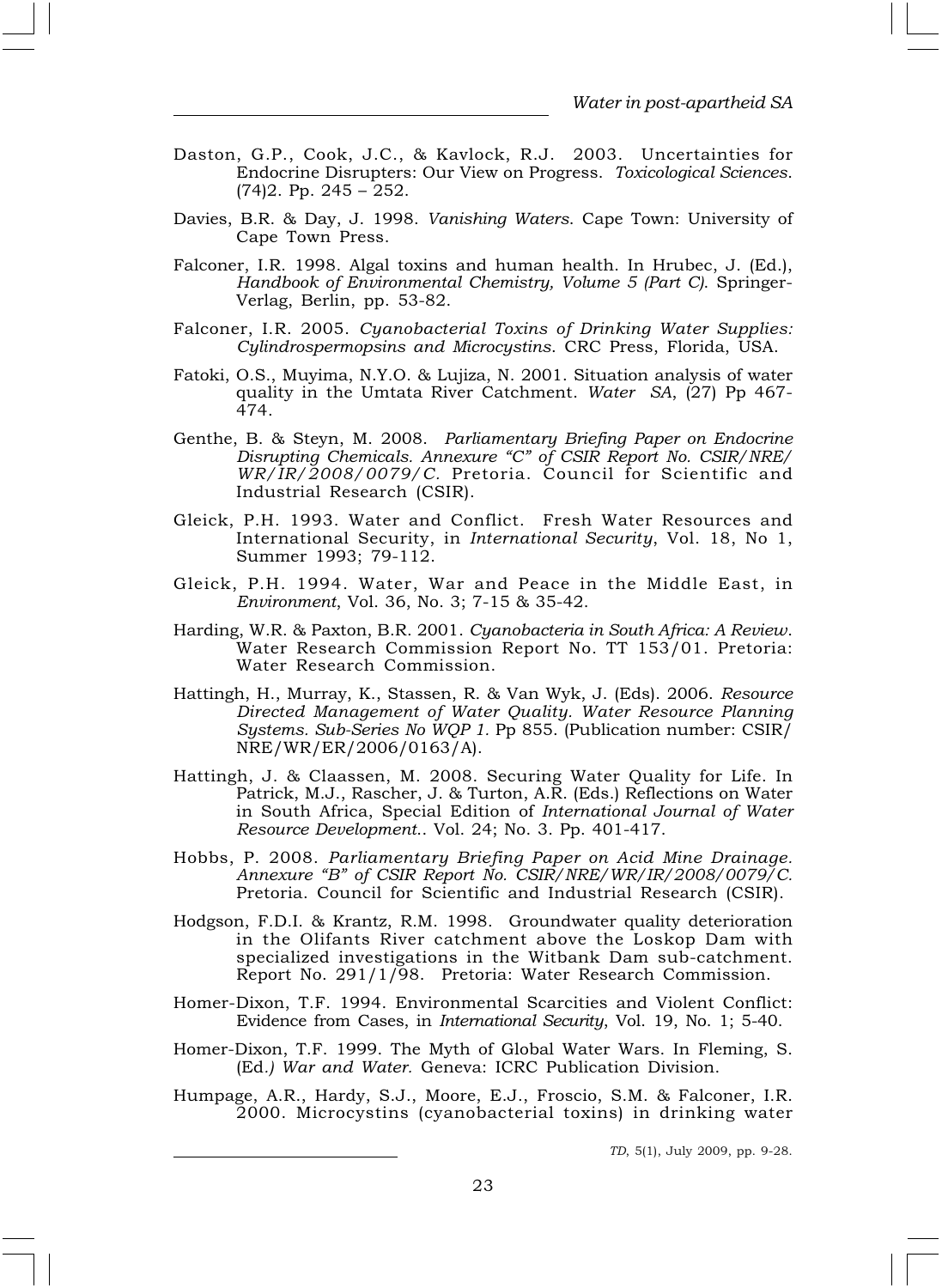Daston, G.P., Cook, J.C., & Kavlock, R.J. 2003. Uncertainties for Endocrine Disrupters: Our View on Progress. *Toxicological Sciences*. (74)2. Pp. 245 – 252.

Davies, B.R. & Day, J. 1998. *Vanishing Waters*. Cape Town: University of Cape Town Press.

Falconer, I.R. 1998. Algal toxins and human health. In Hrubec, J. (Ed.), *Handbook of Environmental Chemistry, Volume 5 (Part C)*. Springer-Verlag, Berlin, pp. 53-82.

Falconer, I.R. 2005. *Cyanobacterial Toxins of Drinking Water Supplies: Cylindrospermopsins and Microcystins*. CRC Press, Florida, USA.

Fatoki, O.S., Muyima, N.Y.O. & Lujiza, N. 2001. Situation analysis of water quality in the Umtata River Catchment. *Water SA*, (27) Pp 467-474.

Genthe, B. & Steyn, M. 2008. *Parliamentary Briefing Paper on Endocrine Disrupting Chemicals. Annexure "C" of CSIR Report No. CSIR/NRE/WR/IR/2008/0079/C.* Pretoria. Council for Scientific and Industrial Research (CSIR).

Gleick, P.H. 1993. Water and Conflict. Fresh Water Resources and International Security, in *International Security*, Vol. 18, No 1, Summer 1993; 79-112.

Gleick, P.H. 1994. Water, War and Peace in the Middle East, in *Environment*, Vol. 36, No. 3; 7-15 & 35-42.

Harding, W.R. & Paxton, B.R. 2001. *Cyanobacteria in South Africa: A Review*. Water Research Commission Report No. TT 153/01. Pretoria: Water Research Commission.

Hattingh, H., Murray, K., Stassen, R. & Van Wyk, J. (Eds). 2006. *Resource Directed Management of Water Quality. Water Resource Planning Systems. Sub-Series No WQP 1*. Pp 855. (Publication number: CSIR/NRE/WR/ER/2006/0163/A).

Hattingh, J. & Claassen, M. 2008. Securing Water Quality for Life. In Patrick, M.J., Rascher, J. & Turton, A.R. (Eds.) Reflections on Water in South Africa, Special Edition of *International Journal of Water Resource Development*.. Vol. 24; No. 3. Pp. 401-417.

Hobbs, P. 2008. *Parliamentary Briefing Paper on Acid Mine Drainage. Annexure "B" of CSIR Report No. CSIR/NRE/WR/IR/2008/0079/C.* Pretoria. Council for Scientific and Industrial Research (CSIR).

Hodgson, F.D.I. & Krantz, R.M. 1998. Groundwater quality deterioration in the Olifants River catchment above the Loskop Dam with specialized investigations in the Witbank Dam sub-catchment. Report No. 291/1/98. Pretoria: Water Research Commission.

Homer-Dixon, T.F. 1994. Environmental Scarcities and Violent Conflict: Evidence from Cases, in *International Security*, Vol. 19, No. 1; 5-40.

Homer-Dixon, T.F. 1999. The Myth of Global Water Wars. In Fleming, S. (Ed.) *War and Water.* Geneva: ICRC Publication Division.

Humpage, A.R., Hardy, S.J., Moore, E.J., Froscio, S.M. & Falconer, I.R. 2000. Microcystins (cyanobacterial toxins) in drinking water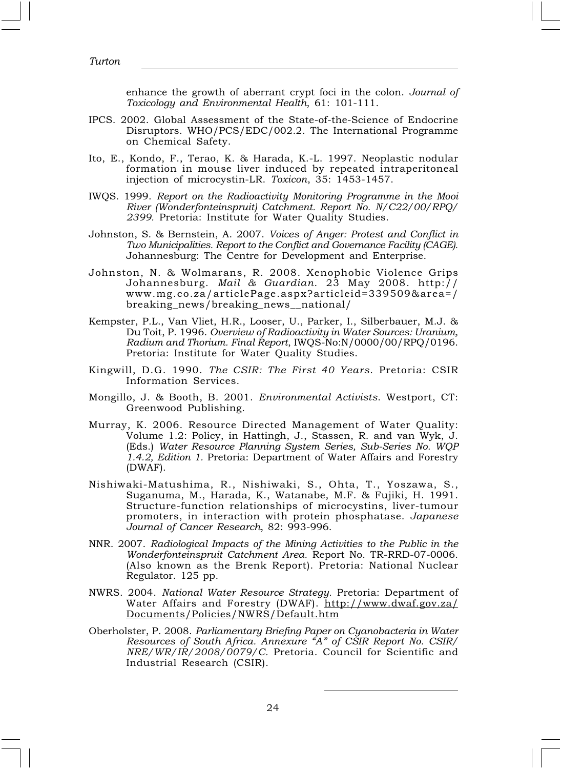enhance the growth of aberrant crypt foci in the colon. *Journal of Toxicology and Environmental Health*, 61: 101-111.

IPCS. 2002. Global Assessment of the State-of-the-Science of Endocrine Disruptors. WHO/PCS/EDC/002.2. The International Programme on Chemical Safety.

Ito, E., Kondo, F., Terao, K. & Harada, K.-L. 1997. Neoplastic nodular formation in mouse liver induced by repeated intraperitoneal injection of microcystin-LR. *Toxicon*, 35: 1453-1457.

IWQS. 1999. *Report on the Radioactivity Monitoring Programme in the Mooi River (Wonderfonteinspruit) Catchment. Report No. N/C22/00/RPQ/2399*. Pretoria: Institute for Water Quality Studies.

Johnston, S. & Bernstein, A. 2007. *Voices of Anger: Protest and Conflict in Two Municipalities. Report to the Conflict and Governance Facility (CAGE).* Johannesburg: The Centre for Development and Enterprise.

Johnston, N. & Wolmarans, R. 2008. Xenophobic Violence Grips Johannesburg. *Mail & Guardian*. 23 May 2008. http://www.mg.co.za/articlePage.aspx?articleid=339509&area=/breaking_news/breaking_news__national/

Kempster, P.L., Van Vliet, H.R., Looser, U., Parker, I., Silberbauer, M.J. & Du Toit, P. 1996. *Overview of Radioactivity in Water Sources: Uranium, Radium and Thorium. Final Report*, IWQS-No:N/0000/00/RPQ/0196. Pretoria: Institute for Water Quality Studies.

Kingwill, D.G. 1990. *The CSIR: The First 40 Years*. Pretoria: CSIR Information Services.

Mongillo, J. & Booth, B. 2001. *Environmental Activists*. Westport, CT: Greenwood Publishing.

Murray, K. 2006. Resource Directed Management of Water Quality: Volume 1.2: Policy, in Hattingh, J., Stassen, R. and van Wyk, J. (Eds.) *Water Resource Planning System Series, Sub-Series No. WQP 1.4.2, Edition 1.* Pretoria: Department of Water Affairs and Forestry (DWAF).

Nishiwaki-Matushima, R., Nishiwaki, S., Ohta, T., Yoszawa, S., Suganuma, M., Harada, K., Watanabe, M.F. & Fujiki, H. 1991. Structure-function relationships of microcystins, liver-tumour promoters, in interaction with protein phosphatase. *Japanese Journal of Cancer Research*, 82: 993-996.

NNR. 2007. *Radiological Impacts of the Mining Activities to the Public in the Wonderfonteinspruit Catchment Area.* Report No. TR-RRD-07-0006. (Also known as the Brenk Report). Pretoria: National Nuclear Regulator. 125 pp.

NWRS. 2004. *National Water Resource Strategy.* Pretoria: Department of Water Affairs and Forestry (DWAF). http://www.dwaf.gov.za/Documents/Policies/NWRS/Default.htm

Oberholster, P. 2008. *Parliamentary Briefing Paper on Cyanobacteria in Water Resources of South Africa. Annexure "A" of CSIR Report No. CSIR/NRE/WR/IR/2008/0079/C.* Pretoria. Council for Scientific and Industrial Research (CSIR).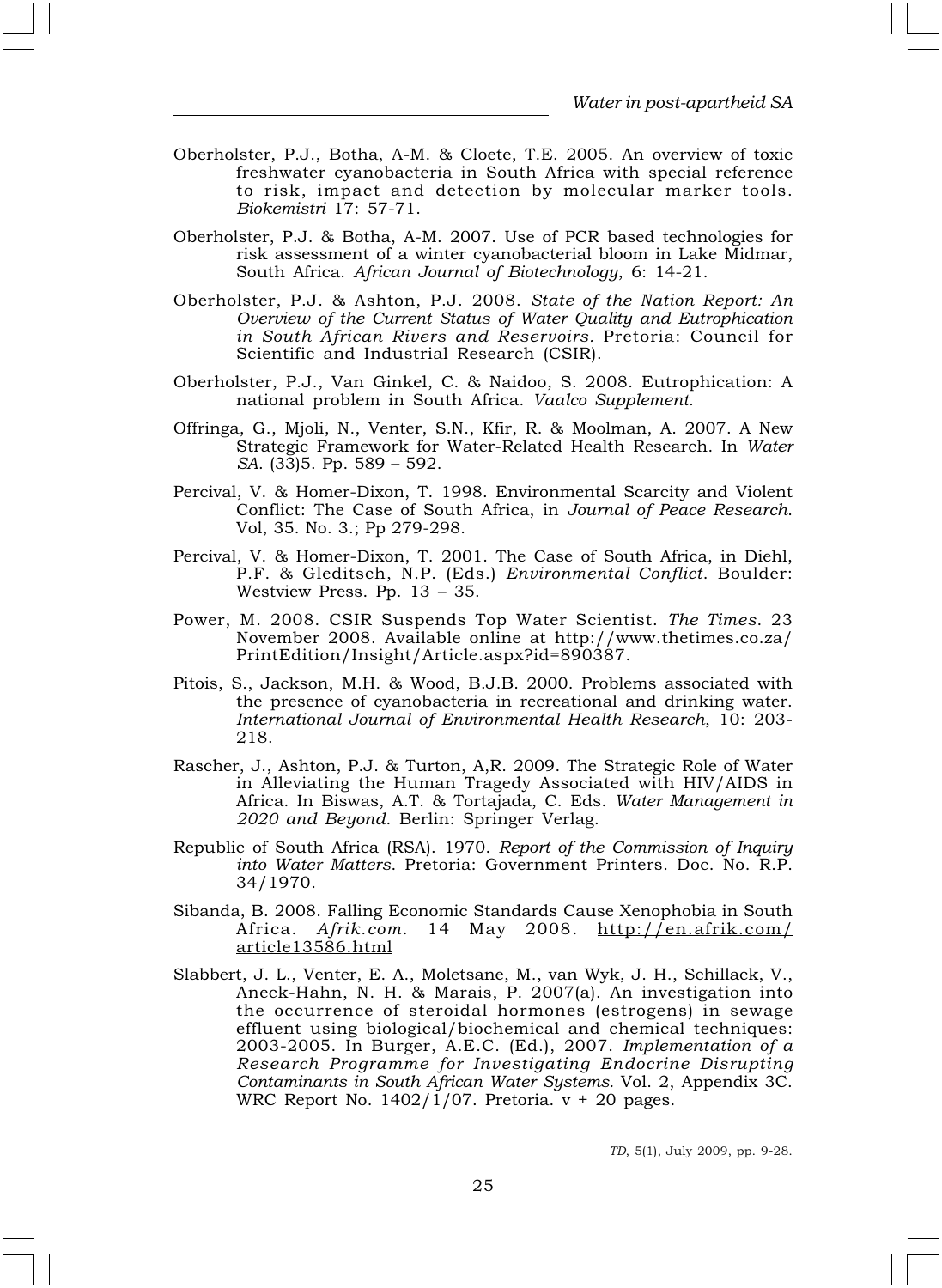Oberholster, P.J., Botha, A-M. & Cloete, T.E. 2005. An overview of toxic freshwater cyanobacteria in South Africa with special reference to risk, impact and detection by molecular marker tools. *Biokemistri* 17: 57-71.

Oberholster, P.J. & Botha, A-M. 2007. Use of PCR based technologies for risk assessment of a winter cyanobacterial bloom in Lake Midmar, South Africa. *African Journal of Biotechnology*, 6: 14-21.

Oberholster, P.J. & Ashton, P.J. 2008. *State of the Nation Report: An Overview of the Current Status of Water Quality and Eutrophication in South African Rivers and Reservoirs*. Pretoria: Council for Scientific and Industrial Research (CSIR).

Oberholster, P.J., Van Ginkel, C. & Naidoo, S. 2008. Eutrophication: A national problem in South Africa. *Vaalco Supplement.*

Offringa, G., Mjoli, N., Venter, S.N., Kfir, R. & Moolman, A. 2007. A New Strategic Framework for Water-Related Health Research. In *Water SA*. (33)5. Pp. 589 – 592.

Percival, V. & Homer-Dixon, T. 1998. Environmental Scarcity and Violent Conflict: The Case of South Africa, in *Journal of Peace Research.* Vol, 35. No. 3.; Pp 279-298.

Percival, V. & Homer-Dixon, T. 2001. The Case of South Africa, in Diehl, P.F. & Gleditsch, N.P. (Eds.) *Environmental Conflict*. Boulder: Westview Press. Pp. 13 – 35.

Power, M. 2008. CSIR Suspends Top Water Scientist. *The Times*. 23 November 2008. Available online at http://www.thetimes.co.za/PrintEdition/Insight/Article.aspx?id=890387.

Pitois, S., Jackson, M.H. & Wood, B.J.B. 2000. Problems associated with the presence of cyanobacteria in recreational and drinking water. *International Journal of Environmental Health Research*, 10: 203-218.

Rascher, J., Ashton, P.J. & Turton, A,R. 2009. The Strategic Role of Water in Alleviating the Human Tragedy Associated with HIV/AIDS in Africa. In Biswas, A.T. & Tortajada, C. Eds. *Water Management in 2020 and Beyond*. Berlin: Springer Verlag.

Republic of South Africa (RSA). 1970. *Report of the Commission of Inquiry into Water Matters*. Pretoria: Government Printers. Doc. No. R.P. 34/1970.

Sibanda, B. 2008. Falling Economic Standards Cause Xenophobia in South Africa. *Afrik.com*. 14 May 2008. http://en.afrik.com/article13586.html

Slabbert, J. L., Venter, E. A., Moletsane, M., van Wyk, J. H., Schillack, V., Aneck-Hahn, N. H. & Marais, P. 2007(a). An investigation into the occurrence of steroidal hormones (estrogens) in sewage effluent using biological/biochemical and chemical techniques: 2003-2005. In Burger, A.E.C. (Ed.), 2007. *Implementation of a Research Programme for Investigating Endocrine Disrupting Contaminants in South African Water Systems.* Vol. 2, Appendix 3C. WRC Report No. 1402/1/07. Pretoria. v + 20 pages.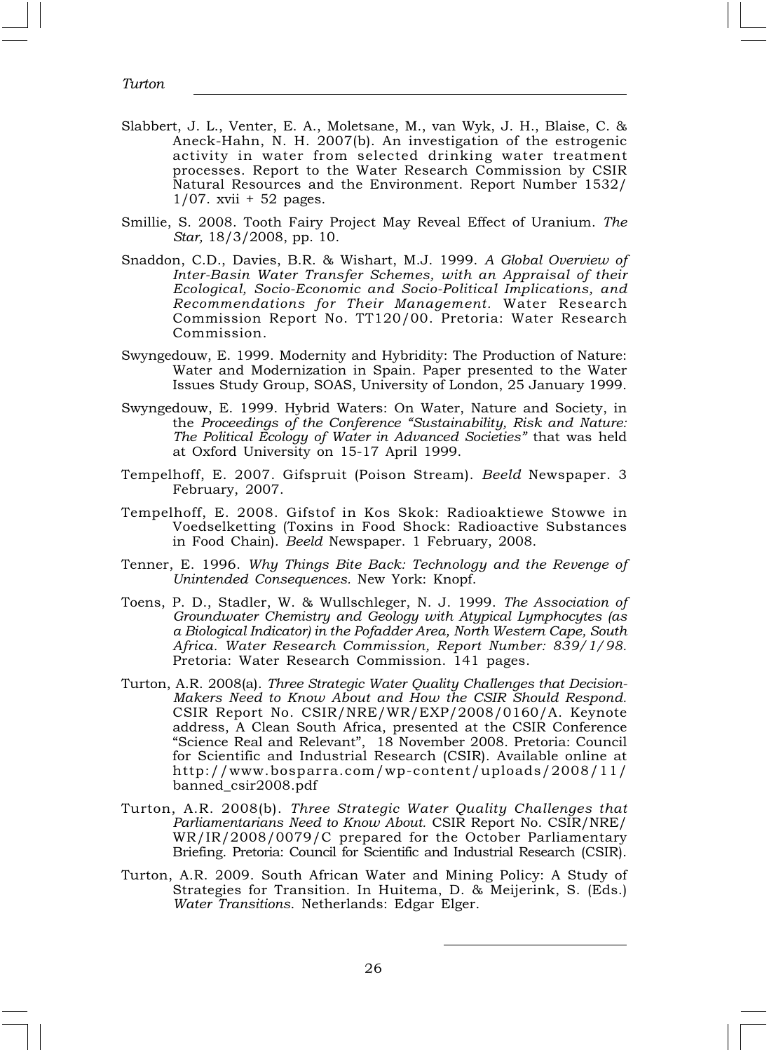Slabbert, J. L., Venter, E. A., Moletsane, M., van Wyk, J. H., Blaise, C. & Aneck-Hahn, N. H. 2007(b). An investigation of the estrogenic activity in water from selected drinking water treatment processes. Report to the Water Research Commission by CSIR Natural Resources and the Environment. Report Number 1532/1/07. xvii + 52 pages.

Smillie, S. 2008. Tooth Fairy Project May Reveal Effect of Uranium. *The Star,* 18/3/2008, pp. 10.

Snaddon, C.D., Davies, B.R. & Wishart, M.J. 1999. *A Global Overview of Inter-Basin Water Transfer Schemes, with an Appraisal of their Ecological, Socio-Economic and Socio-Political Implications, and Recommendations for Their Management.* Water Research Commission Report No. TT120/00. Pretoria: Water Research Commission.

Swyngedouw, E. 1999. Modernity and Hybridity: The Production of Nature: Water and Modernization in Spain. Paper presented to the Water Issues Study Group, SOAS, University of London, 25 January 1999.

Swyngedouw, E. 1999. Hybrid Waters: On Water, Nature and Society, in the *Proceedings of the Conference "Sustainability, Risk and Nature: The Political Ecology of Water in Advanced Societies"* that was held at Oxford University on 15-17 April 1999.

Tempelhoff, E. 2007. Gifspruit (Poison Stream). *Beeld* Newspaper. 3 February, 2007.

Tempelhoff, E. 2008. Gifstof in Kos Skok: Radioaktiewe Stowwe in Voedselketting (Toxins in Food Shock: Radioactive Substances in Food Chain). *Beeld* Newspaper. 1 February, 2008.

Tenner, E. 1996. *Why Things Bite Back: Technology and the Revenge of Unintended Consequences.* New York: Knopf.

Toens, P. D., Stadler, W. & Wullschleger, N. J. 1999. *The Association of Groundwater Chemistry and Geology with Atypical Lymphocytes (as a Biological Indicator) in the Pofadder Area, North Western Cape, South Africa. Water Research Commission, Report Number: 839/1/98.* Pretoria: Water Research Commission. 141 pages.

Turton, A.R. 2008(a). *Three Strategic Water Quality Challenges that Decision-Makers Need to Know About and How the CSIR Should Respond.* CSIR Report No. CSIR/NRE/WR/EXP/2008/0160/A. Keynote address, A Clean South Africa, presented at the CSIR Conference "Science Real and Relevant", 18 November 2008. Pretoria: Council for Scientific and Industrial Research (CSIR). Available online at http://www.bosparra.com/wp-content/uploads/2008/11/banned_csir2008.pdf

Turton, A.R. 2008(b). *Three Strategic Water Quality Challenges that Parliamentarians Need to Know About.* CSIR Report No. CSIR/NRE/WR/IR/2008/0079/C prepared for the October Parliamentary Briefing. Pretoria: Council for Scientific and Industrial Research (CSIR).

Turton, A.R. 2009. South African Water and Mining Policy: A Study of Strategies for Transition. In Huitema, D. & Meijerink, S. (Eds.) *Water Transitions*. Netherlands: Edgar Elger.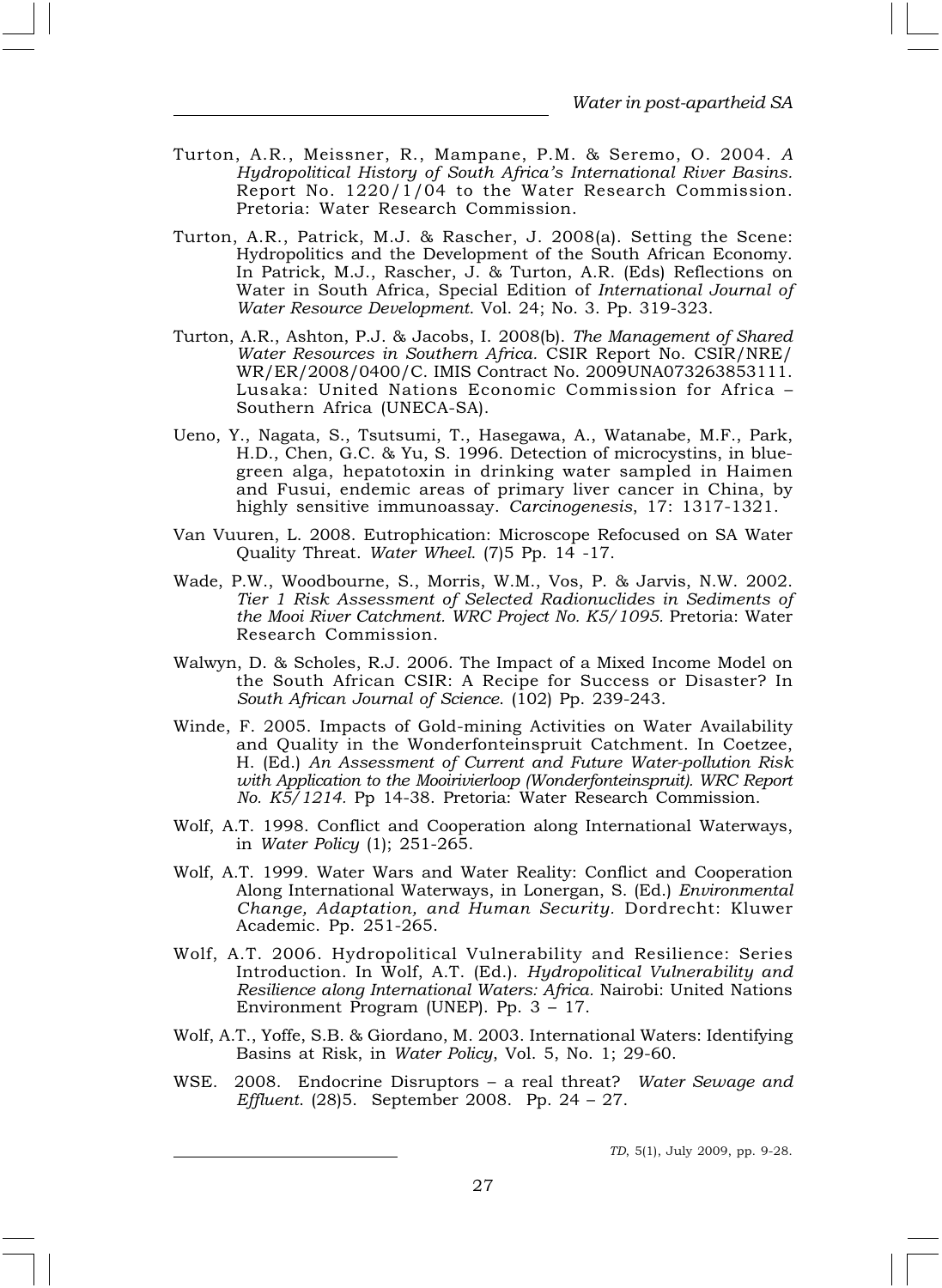Turton, A.R., Meissner, R., Mampane, P.M. & Seremo, O. 2004. *A Hydropolitical History of South Africa's International River Basins.* Report No. 1220/1/04 to the Water Research Commission. Pretoria: Water Research Commission.

Turton, A.R., Patrick, M.J. & Rascher, J. 2008(a). Setting the Scene: Hydropolitics and the Development of the South African Economy. In Patrick, M.J., Rascher, J. & Turton, A.R. (Eds) Reflections on Water in South Africa, Special Edition of *International Journal of Water Resource Development*. Vol. 24; No. 3. Pp. 319-323.

Turton, A.R., Ashton, P.J. & Jacobs, I. 2008(b). *The Management of Shared Water Resources in Southern Africa.* CSIR Report No. CSIR/NRE/WR/ER/2008/0400/C. IMIS Contract No. 2009UNA073263853111. Lusaka: United Nations Economic Commission for Africa – Southern Africa (UNECA-SA).

Ueno, Y., Nagata, S., Tsutsumi, T., Hasegawa, A., Watanabe, M.F., Park, H.D., Chen, G.C. & Yu, S. 1996. Detection of microcystins, in blue-green alga, hepatotoxin in drinking water sampled in Haimen and Fusui, endemic areas of primary liver cancer in China, by highly sensitive immunoassay. *Carcinogenesis*, 17: 1317-1321.

Van Vuuren, L. 2008. Eutrophication: Microscope Refocused on SA Water Quality Threat. *Water Wheel*. (7)5 Pp. 14 -17.

Wade, P.W., Woodbourne, S., Morris, W.M., Vos, P. & Jarvis, N.W. 2002. *Tier 1 Risk Assessment of Selected Radionuclides in Sediments of the Mooi River Catchment. WRC Project No. K5/1095.* Pretoria: Water Research Commission.

Walwyn, D. & Scholes, R.J. 2006. The Impact of a Mixed Income Model on the South African CSIR: A Recipe for Success or Disaster? In *South African Journal of Science*. (102) Pp. 239-243.

Winde, F. 2005. Impacts of Gold-mining Activities on Water Availability and Quality in the Wonderfonteinspruit Catchment. In Coetzee, H. (Ed.) *An Assessment of Current and Future Water-pollution Risk with Application to the Mooirivierloop (Wonderfonteinspruit). WRC Report No. K5/1214.* Pp 14-38. Pretoria: Water Research Commission.

Wolf, A.T. 1998. Conflict and Cooperation along International Waterways, in *Water Policy* (1); 251-265.

Wolf, A.T. 1999. Water Wars and Water Reality: Conflict and Cooperation Along International Waterways, in Lonergan, S. (Ed.) *Environmental Change, Adaptation, and Human Security.* Dordrecht: Kluwer Academic. Pp. 251-265.

Wolf, A.T. 2006. Hydropolitical Vulnerability and Resilience: Series Introduction. In Wolf, A.T. (Ed.). *Hydropolitical Vulnerability and Resilience along International Waters: Africa.* Nairobi: United Nations Environment Program (UNEP). Pp. 3 – 17.

Wolf, A.T., Yoffe, S.B. & Giordano, M. 2003. International Waters: Identifying Basins at Risk, in *Water Policy*, Vol. 5, No. 1; 29-60.

WSE. 2008. Endocrine Disruptors – a real threat? *Water Sewage and Effluent*. (28)5. September 2008. Pp. 24 – 27.